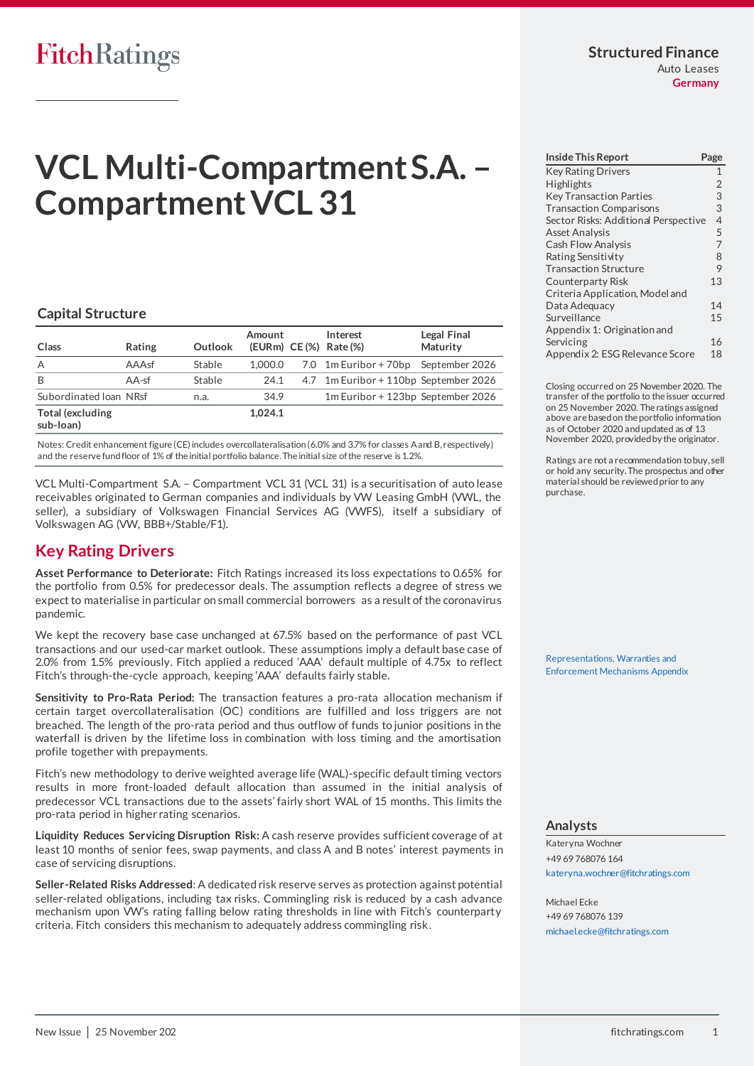FitchRatings

**Structured Finance**
Auto Leases
**Germany**

# VCL Multi-Compartment S.A. – Compartment VCL 31

## Capital Structure

| Class | Rating | Outlook | Amount (EURm) | CE (%) | Interest Rate (%) | Legal Final Maturity |
|---|---|---|---|---|---|---|
| A | AAAsf | Stable | 1,000.0 | 7.0 | 1m Euribor + 70bp | September 2026 |
| B | AA-sf | Stable | 24.1 | 4.7 | 1m Euribor + 110bp | September 2026 |
| Subordinated loan | NRsf | n.a. | 34.9 | | 1m Euribor + 123bp | September 2026 |
| **Total (excluding sub-loan)** | | | **1,024.1** | | | |

Notes: Credit enhancement figure (CE) includes overcollateralisation (6.0% and 3.7% for classes A and B, respectively) and the reserve fund floor of 1% of the initial portfolio balance. The initial size of the reserve is 1.2%.

VCL Multi-Compartment S.A. – Compartment VCL 31 (VCL 31) is a securitisation of auto lease receivables originated to German companies and individuals by VW Leasing GmbH (VWL, the seller), a subsidiary of Volkswagen Financial Services AG (VWFS), itself a subsidiary of Volkswagen AG (VW, BBB+/Stable/F1).

## Key Rating Drivers

**Asset Performance to Deteriorate:** Fitch Ratings increased its loss expectations to 0.65% for the portfolio from 0.5% for predecessor deals. The assumption reflects a degree of stress we expect to materialise in particular on small commercial borrowers as a result of the coronavirus pandemic.

We kept the recovery base case unchanged at 67.5% based on the performance of past VCL transactions and our used-car market outlook. These assumptions imply a default base case of 2.0% from 1.5% previously. Fitch applied a reduced 'AAA' default multiple of 4.75x to reflect Fitch's through-the-cycle approach, keeping 'AAA' defaults fairly stable.

**Sensitivity to Pro-Rata Period:** The transaction features a pro-rata allocation mechanism if certain target overcollateralisation (OC) conditions are fulfilled and loss triggers are not breached. The length of the pro-rata period and thus outflow of funds to junior positions in the waterfall is driven by the lifetime loss in combination with loss timing and the amortisation profile together with prepayments.

Fitch's new methodology to derive weighted average life (WAL)-specific default timing vectors results in more front-loaded default allocation than assumed in the initial analysis of predecessor VCL transactions due to the assets' fairly short WAL of 15 months. This limits the pro-rata period in higher rating scenarios.

**Liquidity Reduces Servicing Disruption Risk:** A cash reserve provides sufficient coverage of at least 10 months of senior fees, swap payments, and class A and B notes' interest payments in case of servicing disruptions.

**Seller-Related Risks Addressed**: A dedicated risk reserve serves as protection against potential seller-related obligations, including tax risks. Commingling risk is reduced by a cash advance mechanism upon VW's rating falling below rating thresholds in line with Fitch's counterparty criteria. Fitch considers this mechanism to adequately address commingling risk.

| Inside This Report | Page |
|---|---|
| Key Rating Drivers | 1 |
| Highlights | 2 |
| Key Transaction Parties | 3 |
| Transaction Comparisons | 3 |
| Sector Risks: Additional Perspective | 4 |
| Asset Analysis | 5 |
| Cash Flow Analysis | 7 |
| Rating Sensitivity | 8 |
| Transaction Structure | 9 |
| Counterparty Risk | 13 |
| Criteria Application, Model and Data Adequacy | 14 |
| Surveillance | 15 |
| Appendix 1: Origination and Servicing | 16 |
| Appendix 2: ESG Relevance Score | 18 |

Closing occurred on 25 November 2020. The transfer of the portfolio to the issuer occurred on 25 November 2020. The ratings assigned above are based on the portfolio information as of October 2020 and updated as of 13 November 2020, provided by the originator.

Ratings are not a recommendation to buy, sell or hold any security. The prospectus and other material should be reviewed prior to any purchase.

Representations, Warranties and Enforcement Mechanisms Appendix

## Analysts

Kateryna Wochner
+49 69 768076 164
kateryna.wochner@fitchratings.com

Michael Ecke
+49 69 768076 139
michael.ecke@fitchratings.com

New Issue | 25 November 202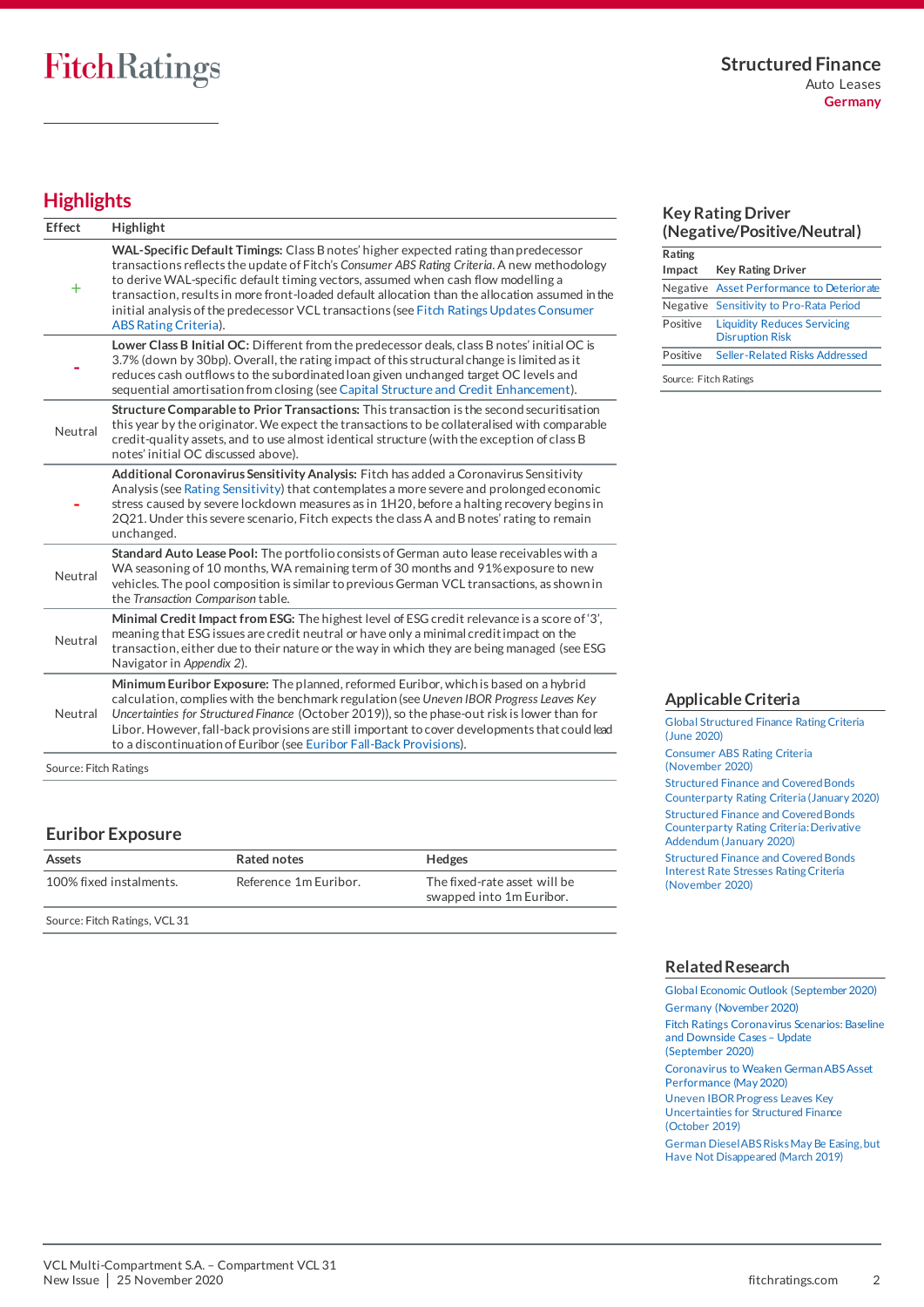## Highlights

| Effect | Highlight |
|---|---|
| + | **WAL-Specific Default Timings:** Class B notes' higher expected rating than predecessor transactions reflects the update of Fitch's *Consumer ABS Rating Criteria*. A new methodology to derive WAL-specific default timing vectors, assumed when cash flow modelling a transaction, results in more front-loaded default allocation than the allocation assumed in the initial analysis of the predecessor VCL transactions (see Fitch Ratings Updates Consumer ABS Rating Criteria). |
| - | **Lower Class B Initial OC:** Different from the predecessor deals, class B notes' initial OC is 3.7% (down by 30bp). Overall, the rating impact of this structural change is limited as it reduces cash outflows to the subordinated loan given unchanged target OC levels and sequential amortisation from closing (see Capital Structure and Credit Enhancement). |
| Neutral | **Structure Comparable to Prior Transactions:** This transaction is the second securitisation this year by the originator. We expect the transactions to be collateralised with comparable credit-quality assets, and to use almost identical structure (with the exception of class B notes' initial OC discussed above). |
| - | **Additional Coronavirus Sensitivity Analysis:** Fitch has added a Coronavirus Sensitivity Analysis (see Rating Sensitivity) that contemplates a more severe and prolonged economic stress caused by severe lockdown measures as in 1H20, before a halting recovery begins in 2Q21. Under this severe scenario, Fitch expects the class A and B notes' rating to remain unchanged. |
| Neutral | **Standard Auto Lease Pool:** The portfolio consists of German auto lease receivables with a WA seasoning of 10 months, WA remaining term of 30 months and 91% exposure to new vehicles. The pool composition is similar to previous German VCL transactions, as shown in the *Transaction Comparison* table. |
| Neutral | **Minimal Credit Impact from ESG:** The highest level of ESG credit relevance is a score of '3', meaning that ESG issues are credit neutral or have only a minimal credit impact on the transaction, either due to their nature or the way in which they are being managed (see ESG Navigator in *Appendix 2*). |
| Neutral | **Minimum Euribor Exposure:** The planned, reformed Euribor, which is based on a hybrid calculation, complies with the benchmark regulation (see *Uneven IBOR Progress Leaves Key Uncertainties for Structured Finance* (October 2019)), so the phase-out risk is lower than for Libor. However, fall-back provisions are still important to cover developments that could lead to a discontinuation of Euribor (see Euribor Fall-Back Provisions). |

Source: Fitch Ratings

## Euribor Exposure

| Assets | Rated notes | Hedges |
|---|---|---|
| 100% fixed instalments. | Reference 1m Euribor. | The fixed-rate asset will be swapped into 1m Euribor. |

Source: Fitch Ratings, VCL 31

## Key Rating Driver (Negative/Positive/Neutral)

| Rating Impact | Key Rating Driver |
|---|---|
| Negative | Asset Performance to Deteriorate |
| Negative | Sensitivity to Pro-Rata Period |
| Positive | Liquidity Reduces Servicing Disruption Risk |
| Positive | Seller-Related Risks Addressed |

Source: Fitch Ratings

## Applicable Criteria

Global Structured Finance Rating Criteria (June 2020)

Consumer ABS Rating Criteria (November 2020)

Structured Finance and Covered Bonds Counterparty Rating Criteria (January 2020)

Structured Finance and Covered Bonds Counterparty Rating Criteria: Derivative Addendum (January 2020)

Structured Finance and Covered Bonds Interest Rate Stresses Rating Criteria (November 2020)

## Related Research

Global Economic Outlook (September 2020)

Germany (November 2020)

Fitch Ratings Coronavirus Scenarios: Baseline and Downside Cases – Update (September 2020)

Coronavirus to Weaken German ABS Asset Performance (May 2020)

Uneven IBOR Progress Leaves Key Uncertainties for Structured Finance (October 2019)

German Diesel ABS Risks May Be Easing, but Have Not Disappeared (March 2019)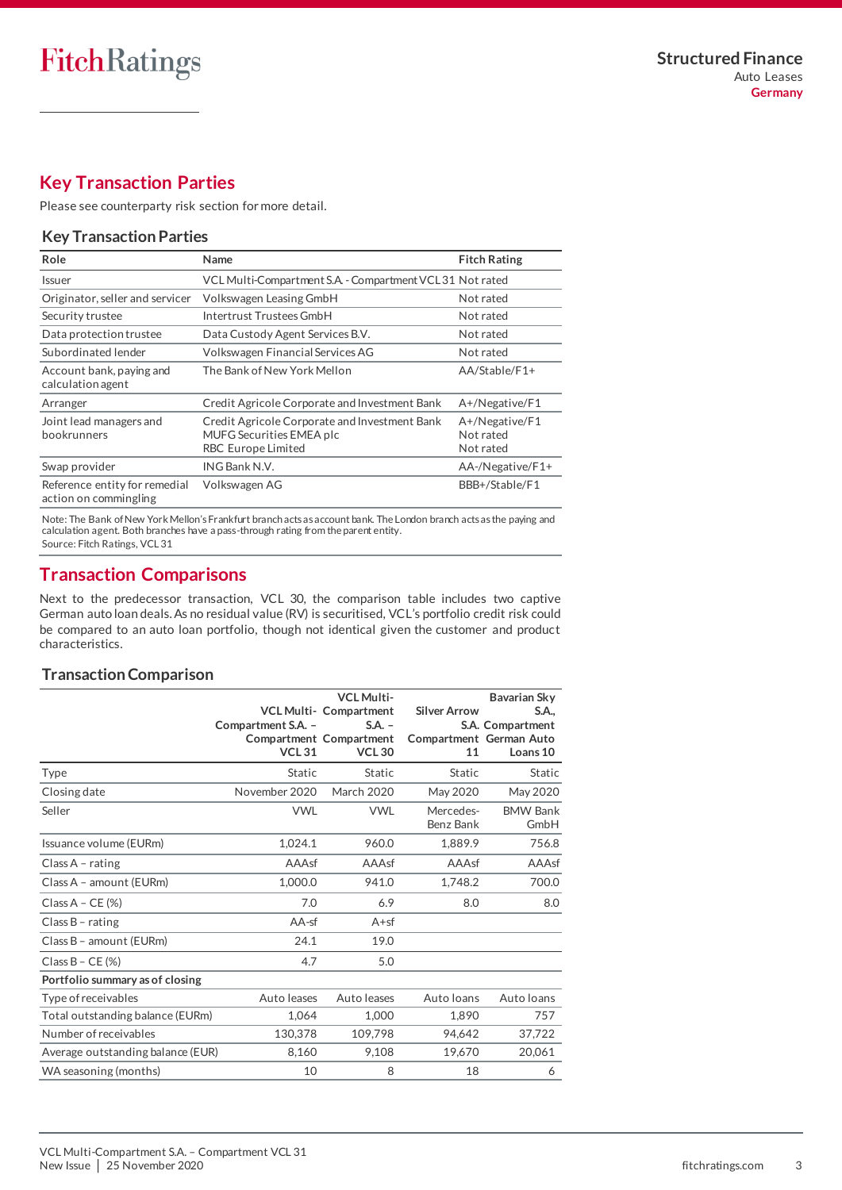## Key Transaction Parties

Please see counterparty risk section for more detail.

### Key Transaction Parties

| Role | Name | Fitch Rating |
|---|---|---|
| Issuer | VCL Multi-Compartment S.A. - Compartment VCL 31 | Not rated |
| Originator, seller and servicer | Volkswagen Leasing GmbH | Not rated |
| Security trustee | Intertrust Trustees GmbH | Not rated |
| Data protection trustee | Data Custody Agent Services B.V. | Not rated |
| Subordinated lender | Volkswagen Financial Services AG | Not rated |
| Account bank, paying and calculation agent | The Bank of New York Mellon | AA/Stable/F1+ |
| Arranger | Credit Agricole Corporate and Investment Bank | A+/Negative/F1 |
| Joint lead managers and bookrunners | Credit Agricole Corporate and Investment Bank<br>MUFG Securities EMEA plc<br>RBC Europe Limited | A+/Negative/F1<br>Not rated<br>Not rated |
| Swap provider | ING Bank N.V. | AA-/Negative/F1+ |
| Reference entity for remedial action on commingling | Volkswagen AG | BBB+/Stable/F1 |

Note: The Bank of New York Mellon's Frankfurt branch acts as account bank. The London branch acts as the paying and calculation agent. Both branches have a pass-through rating from the parent entity.
Source: Fitch Ratings, VCL 31

## Transaction Comparisons

Next to the predecessor transaction, VCL 30, the comparison table includes two captive German auto loan deals. As no residual value (RV) is securitised, VCL's portfolio credit risk could be compared to an auto loan portfolio, though not identical given the customer and product characteristics.

### Transaction Comparison

| | VCL Multi-Compartment S.A. – Compartment VCL 31 | VCL Multi-Compartment S.A. – Compartment VCL 30 | Silver Arrow S.A. Compartment 11 | Bavarian Sky S.A., Compartment German Auto Loans 10 |
|---|---|---|---|---|
| Type | Static | Static | Static | Static |
| Closing date | November 2020 | March 2020 | May 2020 | May 2020 |
| Seller | VWL | VWL | Mercedes-Benz Bank | BMW Bank GmbH |
| Issuance volume (EURm) | 1,024.1 | 960.0 | 1,889.9 | 756.8 |
| Class A – rating | AAAsf | AAAsf | AAAsf | AAAsf |
| Class A – amount (EURm) | 1,000.0 | 941.0 | 1,748.2 | 700.0 |
| Class A – CE (%) | 7.0 | 6.9 | 8.0 | 8.0 |
| Class B – rating | AA-sf | A+sf | | |
| Class B – amount (EURm) | 24.1 | 19.0 | | |
| Class B – CE (%) | 4.7 | 5.0 | | |
| **Portfolio summary as of closing** | | | | |
| Type of receivables | Auto leases | Auto leases | Auto loans | Auto loans |
| Total outstanding balance (EURm) | 1,064 | 1,000 | 1,890 | 757 |
| Number of receivables | 130,378 | 109,798 | 94,642 | 37,722 |
| Average outstanding balance (EUR) | 8,160 | 9,108 | 19,670 | 20,061 |
| WA seasoning (months) | 10 | 8 | 18 | 6 |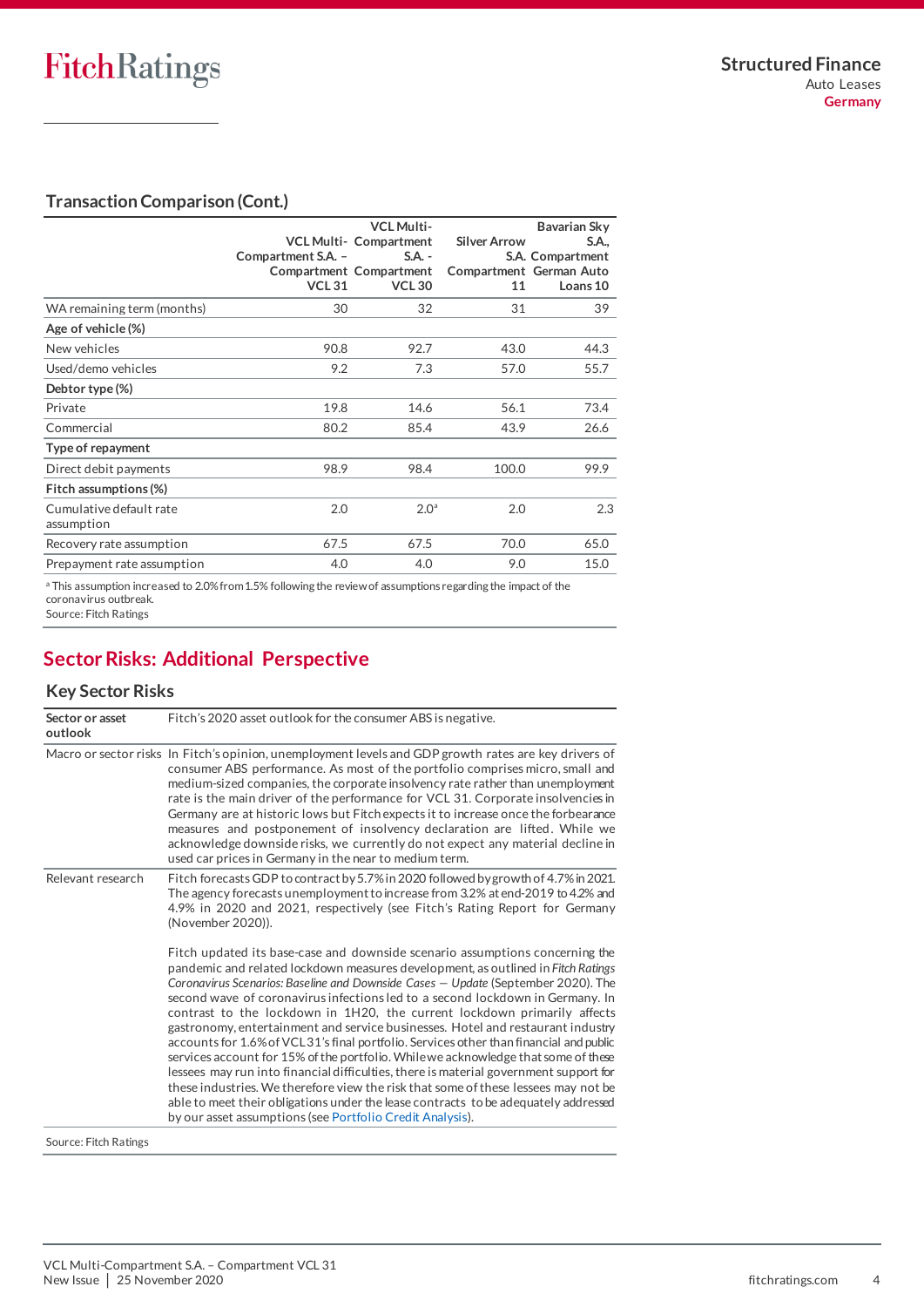## Transaction Comparison (Cont.)

| | VCL Multi-Compartment S.A. – Compartment VCL 31 | VCL Multi-Compartment S.A. - Compartment VCL 30 | Silver Arrow S.A. Compartment 11 | Bavarian Sky S.A., Compartment German Auto Loans 10 |
|---|---|---|---|---|
| WA remaining term (months) | 30 | 32 | 31 | 39 |
| **Age of vehicle (%)** | | | | |
| New vehicles | 90.8 | 92.7 | 43.0 | 44.3 |
| Used/demo vehicles | 9.2 | 7.3 | 57.0 | 55.7 |
| **Debtor type (%)** | | | | |
| Private | 19.8 | 14.6 | 56.1 | 73.4 |
| Commercial | 80.2 | 85.4 | 43.9 | 26.6 |
| **Type of repayment** | | | | |
| Direct debit payments | 98.9 | 98.4 | 100.0 | 99.9 |
| **Fitch assumptions (%)** | | | | |
| Cumulative default rate assumption | 2.0 | 2.0[a] | 2.0 | 2.3 |
| Recovery rate assumption | 67.5 | 67.5 | 70.0 | 65.0 |
| Prepayment rate assumption | 4.0 | 4.0 | 9.0 | 15.0 |

[a] This assumption increased to 2.0% from 1.5% following the review of assumptions regarding the impact of the coronavirus outbreak.
Source: Fitch Ratings

## Sector Risks: Additional Perspective

### Key Sector Risks

| | |
|---|---|
| **Sector or asset outlook** | Fitch's 2020 asset outlook for the consumer ABS is negative. |
| Macro or sector risks | In Fitch's opinion, unemployment levels and GDP growth rates are key drivers of consumer ABS performance. As most of the portfolio comprises micro, small and medium-sized companies, the corporate insolvency rate rather than unemployment rate is the main driver of the performance for VCL 31. Corporate insolvencies in Germany are at historic lows but Fitch expects it to increase once the forbearance measures and postponement of insolvency declaration are lifted. While we acknowledge downside risks, we currently do not expect any material decline in used car prices in Germany in the near to medium term. |
| Relevant research | Fitch forecasts GDP to contract by 5.7% in 2020 followed by growth of 4.7% in 2021. The agency forecasts unemployment to increase from 3.2% at end-2019 to 4.2% and 4.9% in 2020 and 2021, respectively (see Fitch's Rating Report for Germany (November 2020)).<br><br>Fitch updated its base-case and downside scenario assumptions concerning the pandemic and related lockdown measures development, as outlined in *Fitch Ratings Coronavirus Scenarios: Baseline and Downside Cases — Update* (September 2020). The second wave of coronavirus infections led to a second lockdown in Germany. In contrast to the lockdown in 1H20, the current lockdown primarily affects gastronomy, entertainment and service businesses. Hotel and restaurant industry accounts for 1.6% of VCL 31's final portfolio. Services other than financial and public services account for 15% of the portfolio. While we acknowledge that some of these lessees may run into financial difficulties, there is material government support for these industries. We therefore view the risk that some of these lessees may not be able to meet their obligations under the lease contracts to be adequately addressed by our asset assumptions (see Portfolio Credit Analysis). |

Source: Fitch Ratings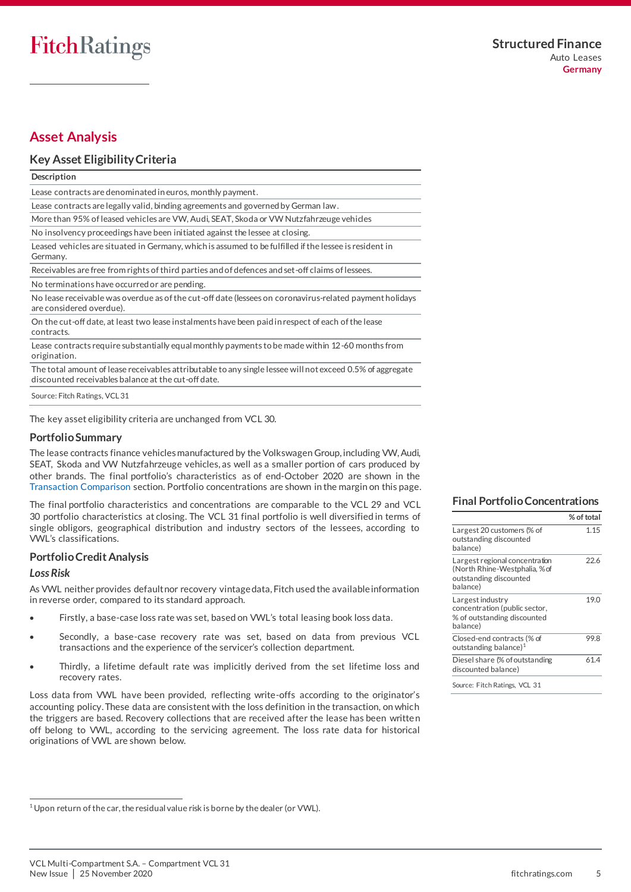## Asset Analysis

### Key Asset Eligibility Criteria

| Description |
|---|
| Lease contracts are denominated in euros, monthly payment. |
| Lease contracts are legally valid, binding agreements and governed by German law. |
| More than 95% of leased vehicles are VW, Audi, SEAT, Skoda or VW Nutzfahrzeuge vehicles |
| No insolvency proceedings have been initiated against the lessee at closing. |
| Leased vehicles are situated in Germany, which is assumed to be fulfilled if the lessee is resident in Germany. |
| Receivables are free from rights of third parties and of defences and set-off claims of lessees. |
| No terminations have occurred or are pending. |
| No lease receivable was overdue as of the cut-off date (lessees on coronavirus-related payment holidays are considered overdue). |
| On the cut-off date, at least two lease instalments have been paid in respect of each of the lease contracts. |
| Lease contracts require substantially equal monthly payments to be made within 12-60 months from origination. |
| The total amount of lease receivables attributable to any single lessee will not exceed 0.5% of aggregate discounted receivables balance at the cut-off date. |

Source: Fitch Ratings, VCL 31

The key asset eligibility criteria are unchanged from VCL 30.

### Portfolio Summary

The lease contracts finance vehicles manufactured by the Volkswagen Group, including VW, Audi, SEAT, Skoda and VW Nutzfahrzeuge vehicles, as well as a smaller portion of cars produced by other brands. The final portfolio's characteristics as of end-October 2020 are shown in the Transaction Comparison section. Portfolio concentrations are shown in the margin on this page.

The final portfolio characteristics and concentrations are comparable to the VCL 29 and VCL 30 portfolio characteristics at closing. The VCL 31 final portfolio is well diversified in terms of single obligors, geographical distribution and industry sectors of the lessees, according to VWL's classifications.

### Final Portfolio Concentrations

| | % of total |
|---|---|
| Largest 20 customers (% of outstanding discounted balance) | 1.15 |
| Largest regional concentration (North Rhine-Westphalia, % of outstanding discounted balance) | 22.6 |
| Largest industry concentration (public sector, % of outstanding discounted balance) | 19.0 |
| Closed-end contracts (% of outstanding balance)[1] | 99.8 |
| Diesel share (% of outstanding discounted balance) | 61.4 |

Source: Fitch Ratings, VCL 31

### Portfolio Credit Analysis

#### *Loss Risk*

As VWL neither provides default nor recovery vintage data, Fitch used the available information in reverse order, compared to its standard approach.

- Firstly, a base-case loss rate was set, based on VWL's total leasing book loss data.
- Secondly, a base-case recovery rate was set, based on data from previous VCL transactions and the experience of the servicer's collection department.
- Thirdly, a lifetime default rate was implicitly derived from the set lifetime loss and recovery rates.

Loss data from VWL have been provided, reflecting write-offs according to the originator's accounting policy. These data are consistent with the loss definition in the transaction, on which the triggers are based. Recovery collections that are received after the lease has been written off belong to VWL, according to the servicing agreement. The loss rate data for historical originations of VWL are shown below.

[1] Upon return of the car, the residual value risk is borne by the dealer (or VWL).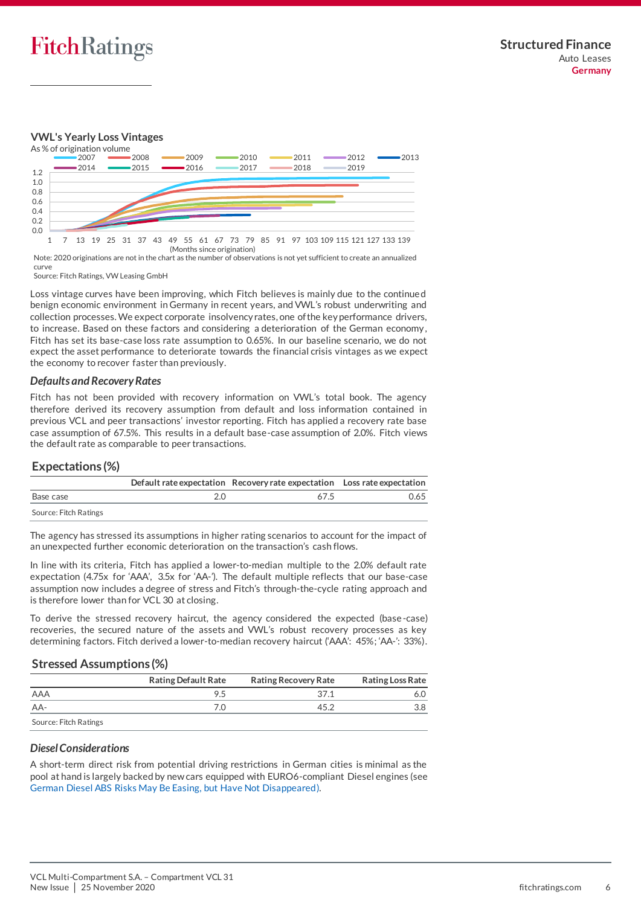### VWL's Yearly Loss Vintages

As % of origination volume

Note: 2020 originations are not in the chart as the number of observations is not yet sufficient to create an annualized curve
Source: Fitch Ratings, VW Leasing GmbH

Loss vintage curves have been improving, which Fitch believes is mainly due to the continued benign economic environment in Germany in recent years, and VWL's robust underwriting and collection processes. We expect corporate insolvency rates, one of the key performance drivers, to increase. Based on these factors and considering a deterioration of the German economy, Fitch has set its base-case loss rate assumption to 0.65%. In our baseline scenario, we do not expect the asset performance to deteriorate towards the financial crisis vintages as we expect the economy to recover faster than previously.

### *Defaults and Recovery Rates*

Fitch has not been provided with recovery information on VWL's total book. The agency therefore derived its recovery assumption from default and loss information contained in previous VCL and peer transactions' investor reporting. Fitch has applied a recovery rate base case assumption of 67.5%. This results in a default base-case assumption of 2.0%. Fitch views the default rate as comparable to peer transactions.

### Expectations (%)

| | Default rate expectation | Recovery rate expectation | Loss rate expectation |
|---|---|---|---|
| Base case | 2.0 | 67.5 | 0.65 |

Source: Fitch Ratings

The agency has stressed its assumptions in higher rating scenarios to account for the impact of an unexpected further economic deterioration on the transaction's cash flows.

In line with its criteria, Fitch has applied a lower-to-median multiple to the 2.0% default rate expectation (4.75x for 'AAA', 3.5x for 'AA-'). The default multiple reflects that our base-case assumption now includes a degree of stress and Fitch's through-the-cycle rating approach and is therefore lower than for VCL 30 at closing.

To derive the stressed recovery haircut, the agency considered the expected (base-case) recoveries, the secured nature of the assets and VWL's robust recovery processes as key determining factors. Fitch derived a lower-to-median recovery haircut ('AAA': 45%; 'AA-': 33%).

### Stressed Assumptions (%)

| | Rating Default Rate | Rating Recovery Rate | Rating Loss Rate |
|---|---|---|---|
| AAA | 9.5 | 37.1 | 6.0 |
| AA- | 7.0 | 45.2 | 3.8 |

Source: Fitch Ratings

### *Diesel Considerations*

A short-term direct risk from potential driving restrictions in German cities is minimal as the pool at hand is largely backed by new cars equipped with EURO6-compliant Diesel engines (see German Diesel ABS Risks May Be Easing, but Have Not Disappeared).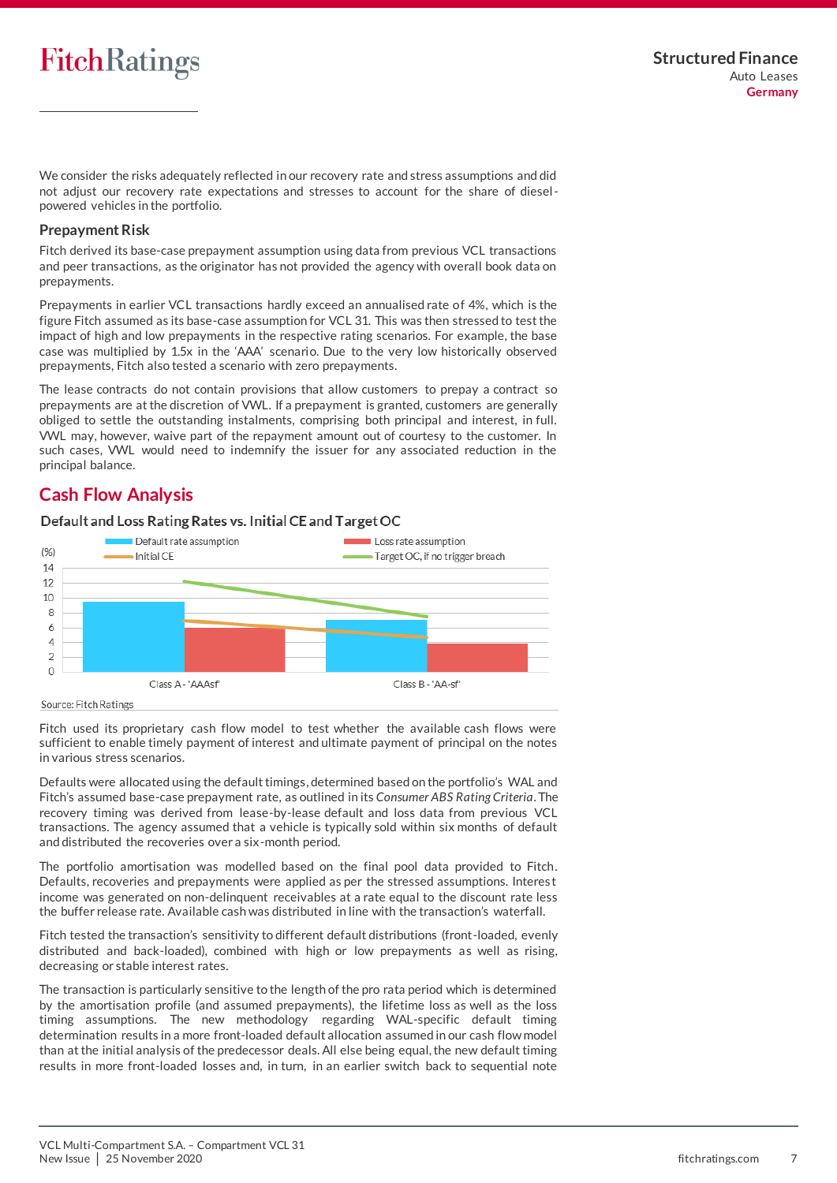We consider the risks adequately reflected in our recovery rate and stress assumptions and did not adjust our recovery rate expectations and stresses to account for the share of diesel-powered vehicles in the portfolio.

### Prepayment Risk

Fitch derived its base-case prepayment assumption using data from previous VCL transactions and peer transactions, as the originator has not provided the agency with overall book data on prepayments.

Prepayments in earlier VCL transactions hardly exceed an annualised rate of 4%, which is the figure Fitch assumed as its base-case assumption for VCL 31. This was then stressed to test the impact of high and low prepayments in the respective rating scenarios. For example, the base case was multiplied by 1.5x in the 'AAA' scenario. Due to the very low historically observed prepayments, Fitch also tested a scenario with zero prepayments.

The lease contracts do not contain provisions that allow customers to prepay a contract so prepayments are at the discretion of VWL. If a prepayment is granted, customers are generally obliged to settle the outstanding instalments, comprising both principal and interest, in full. VWL may, however, waive part of the repayment amount out of courtesy to the customer. In such cases, VWL would need to indemnify the issuer for any associated reduction in the principal balance.

## Cash Flow Analysis

**Default and Loss Rating Rates vs. Initial CE and Target OC**

Source: Fitch Ratings

Fitch used its proprietary cash flow model to test whether the available cash flows were sufficient to enable timely payment of interest and ultimate payment of principal on the notes in various stress scenarios.

Defaults were allocated using the default timings, determined based on the portfolio's WAL and Fitch's assumed base-case prepayment rate, as outlined in its *Consumer ABS Rating Criteria*. The recovery timing was derived from lease-by-lease default and loss data from previous VCL transactions. The agency assumed that a vehicle is typically sold within six months of default and distributed the recoveries over a six-month period.

The portfolio amortisation was modelled based on the final pool data provided to Fitch. Defaults, recoveries and prepayments were applied as per the stressed assumptions. Interest income was generated on non-delinquent receivables at a rate equal to the discount rate less the buffer release rate. Available cash was distributed in line with the transaction's waterfall.

Fitch tested the transaction's sensitivity to different default distributions (front-loaded, evenly distributed and back-loaded), combined with high or low prepayments as well as rising, decreasing or stable interest rates.

The transaction is particularly sensitive to the length of the pro rata period which is determined by the amortisation profile (and assumed prepayments), the lifetime loss as well as the loss timing assumptions. The new methodology regarding WAL-specific default timing determination results in a more front-loaded default allocation assumed in our cash flow model than at the initial analysis of the predecessor deals. All else being equal, the new default timing results in more front-loaded losses and, in turn, in an earlier switch back to sequential note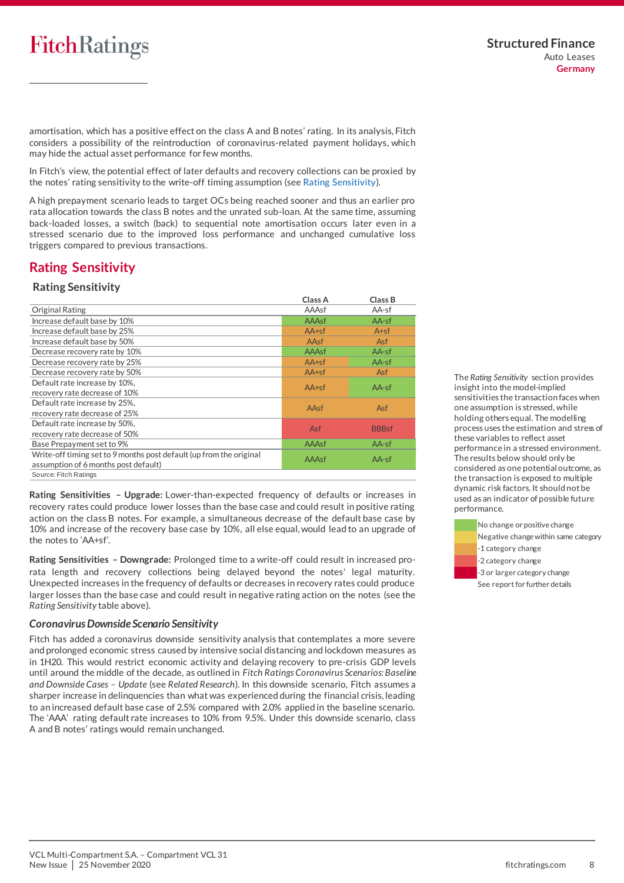amortisation, which has a positive effect on the class A and B notes' rating. In its analysis, Fitch considers a possibility of the reintroduction of coronavirus-related payment holidays, which may hide the actual asset performance for few months.

In Fitch's view, the potential effect of later defaults and recovery collections can be proxied by the notes' rating sensitivity to the write-off timing assumption (see Rating Sensitivity).

A high prepayment scenario leads to target OCs being reached sooner and thus an earlier pro rata allocation towards the class B notes and the unrated sub-loan. At the same time, assuming back-loaded losses, a switch (back) to sequential note amortisation occurs later even in a stressed scenario due to the improved loss performance and unchanged cumulative loss triggers compared to previous transactions.

## Rating Sensitivity

### Rating Sensitivity

| | Class A | Class B |
|---|---|---|
| Original Rating | AAAsf | AA-sf |
| Increase default base by 10% | AAAsf | AA-sf |
| Increase default base by 25% | AA+sf | A+sf |
| Increase default base by 50% | AAsf | Asf |
| Decrease recovery rate by 10% | AAAsf | AA-sf |
| Decrease recovery rate by 25% | AA+sf | AA-sf |
| Decrease recovery rate by 50% | AA+sf | Asf |
| Default rate increase by 10%, recovery rate decrease of 10% | AA+sf | AA-sf |
| Default rate increase by 25%, recovery rate decrease of 25% | AAsf | Asf |
| Default rate increase by 50%, recovery rate decrease of 50% | Asf | BBBsf |
| Base Prepayment set to 9% | AAAsf | AA-sf |
| Write-off timing set to 9 months post default (up from the original assumption of 6 months post default) | AAAsf | AA-sf |

Source: Fitch Ratings

The *Rating Sensitivity* section provides insight into the model-implied sensitivities the transaction faces when one assumption is stressed, while holding others equal. The modelling process uses the estimation and stress of these variables to reflect asset performance in a stressed environment. The results below should only be considered as one potential outcome, as the transaction is exposed to multiple dynamic risk factors. It should not be used as an indicator of possible future performance.

- No change or positive change
- Negative change within same category
- -1 category change
- -2 category change
- -3 or larger category change

See report for further details

**Rating Sensitivities – Upgrade:** Lower-than-expected frequency of defaults or increases in recovery rates could produce lower losses than the base case and could result in positive rating action on the class B notes. For example, a simultaneous decrease of the default base case by 10% and increase of the recovery base case by 10%, all else equal, would lead to an upgrade of the notes to 'AA+sf'.

**Rating Sensitivities – Downgrade:** Prolonged time to a write-off could result in increased pro-rata length and recovery collections being delayed beyond the notes' legal maturity. Unexpected increases in the frequency of defaults or decreases in recovery rates could produce larger losses than the base case and could result in negative rating action on the notes (see the *Rating Sensitivity* table above).

### *Coronavirus Downside Scenario Sensitivity*

Fitch has added a coronavirus downside sensitivity analysis that contemplates a more severe and prolonged economic stress caused by intensive social distancing and lockdown measures as in 1H20. This would restrict economic activity and delaying recovery to pre-crisis GDP levels until around the middle of the decade, as outlined in *Fitch Ratings Coronavirus Scenarios: Baseline and Downside Cases – Update* (see *Related Research*). In this downside scenario, Fitch assumes a sharper increase in delinquencies than what was experienced during the financial crisis, leading to an increased default base case of 2.5% compared with 2.0% applied in the baseline scenario. The 'AAA' rating default rate increases to 10% from 9.5%. Under this downside scenario, class A and B notes' ratings would remain unchanged.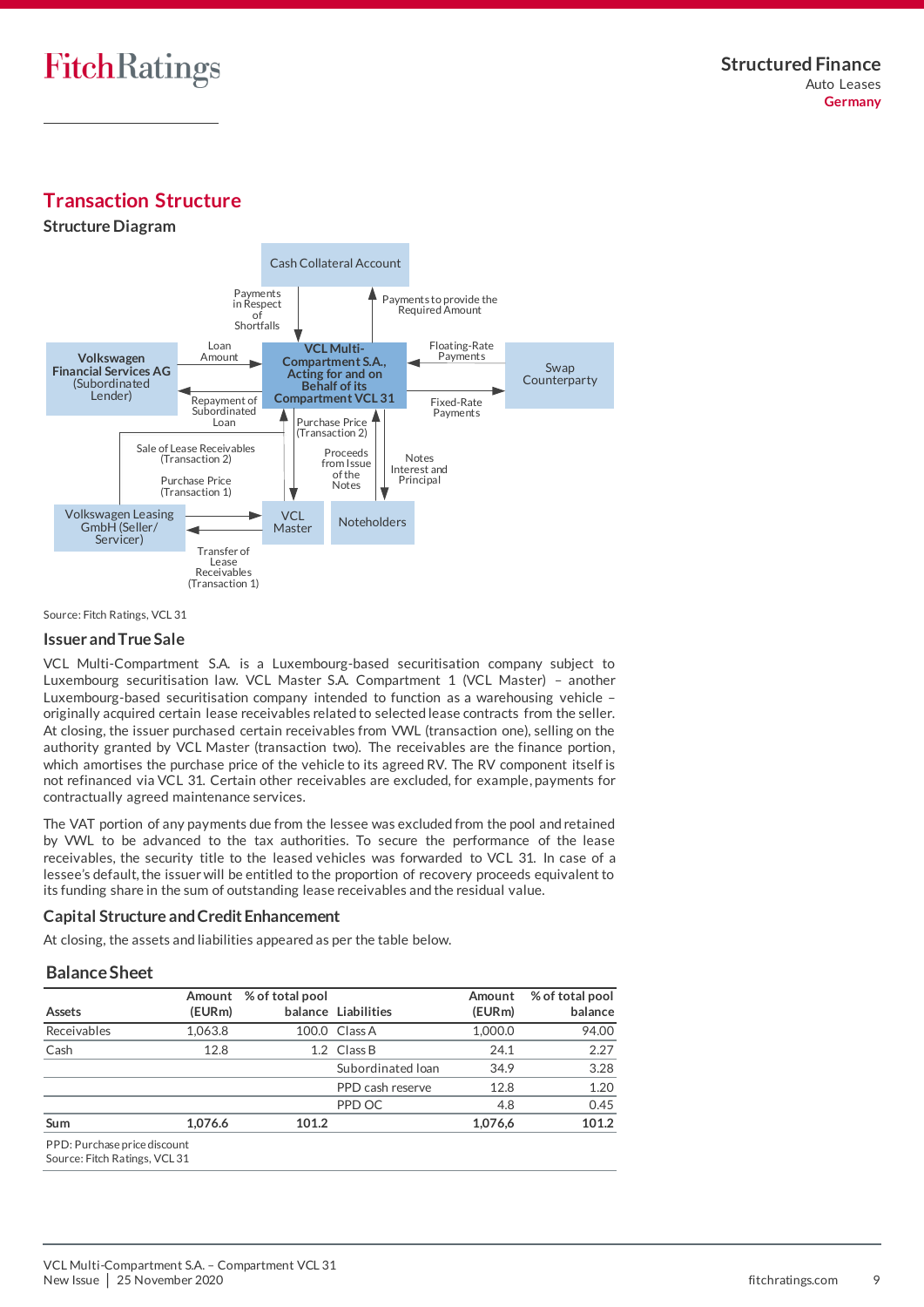# Transaction Structure

## Structure Diagram

Cash Collateral Account

Payments in Respect of Shortfalls

Payments to provide the Required Amount

Volkswagen Financial Services AG (Subordinated Lender)

Loan Amount

Repayment of Subordinated Loan

VCL Multi-Compartment S.A., Acting for and on Behalf of its Compartment VCL 31

Floating-Rate Payments

Fixed-Rate Payments

Swap Counterparty

Sale of Lease Receivables (Transaction 2)

Purchase Price (Transaction 1)

Purchase Price (Transaction 2)

Proceeds from Issue of the Notes

Notes Interest and Principal

Volkswagen Leasing GmbH (Seller/ Servicer)

VCL Master

Noteholders

Transfer of Lease Receivables (Transaction 1)

Source: Fitch Ratings, VCL 31

## Issuer and True Sale

VCL Multi-Compartment S.A. is a Luxembourg-based securitisation company subject to Luxembourg securitisation law. VCL Master S.A. Compartment 1 (VCL Master) – another Luxembourg-based securitisation company intended to function as a warehousing vehicle – originally acquired certain lease receivables related to selected lease contracts from the seller. At closing, the issuer purchased certain receivables from VWL (transaction one), selling on the authority granted by VCL Master (transaction two). The receivables are the finance portion, which amortises the purchase price of the vehicle to its agreed RV. The RV component itself is not refinanced via VCL 31. Certain other receivables are excluded, for example, payments for contractually agreed maintenance services.

The VAT portion of any payments due from the lessee was excluded from the pool and retained by VWL to be advanced to the tax authorities. To secure the performance of the lease receivables, the security title to the leased vehicles was forwarded to VCL 31. In case of a lessee's default, the issuer will be entitled to the proportion of recovery proceeds equivalent to its funding share in the sum of outstanding lease receivables and the residual value.

## Capital Structure and Credit Enhancement

At closing, the assets and liabilities appeared as per the table below.

### Balance Sheet

| Assets | Amount (EURm) | % of total pool balance | Liabilities | Amount (EURm) | % of total pool balance |
|---|---|---|---|---|---|
| Receivables | 1,063.8 | 100.0 | Class A | 1,000.0 | 94.00 |
| Cash | 12.8 | 1.2 | Class B | 24.1 | 2.27 |
| | | | Subordinated loan | 34.9 | 3.28 |
| | | | PPD cash reserve | 12.8 | 1.20 |
| | | | PPD OC | 4.8 | 0.45 |
| **Sum** | **1,076.6** | **101.2** | | **1,076,6** | **101.2** |

PPD: Purchase price discount
Source: Fitch Ratings, VCL 31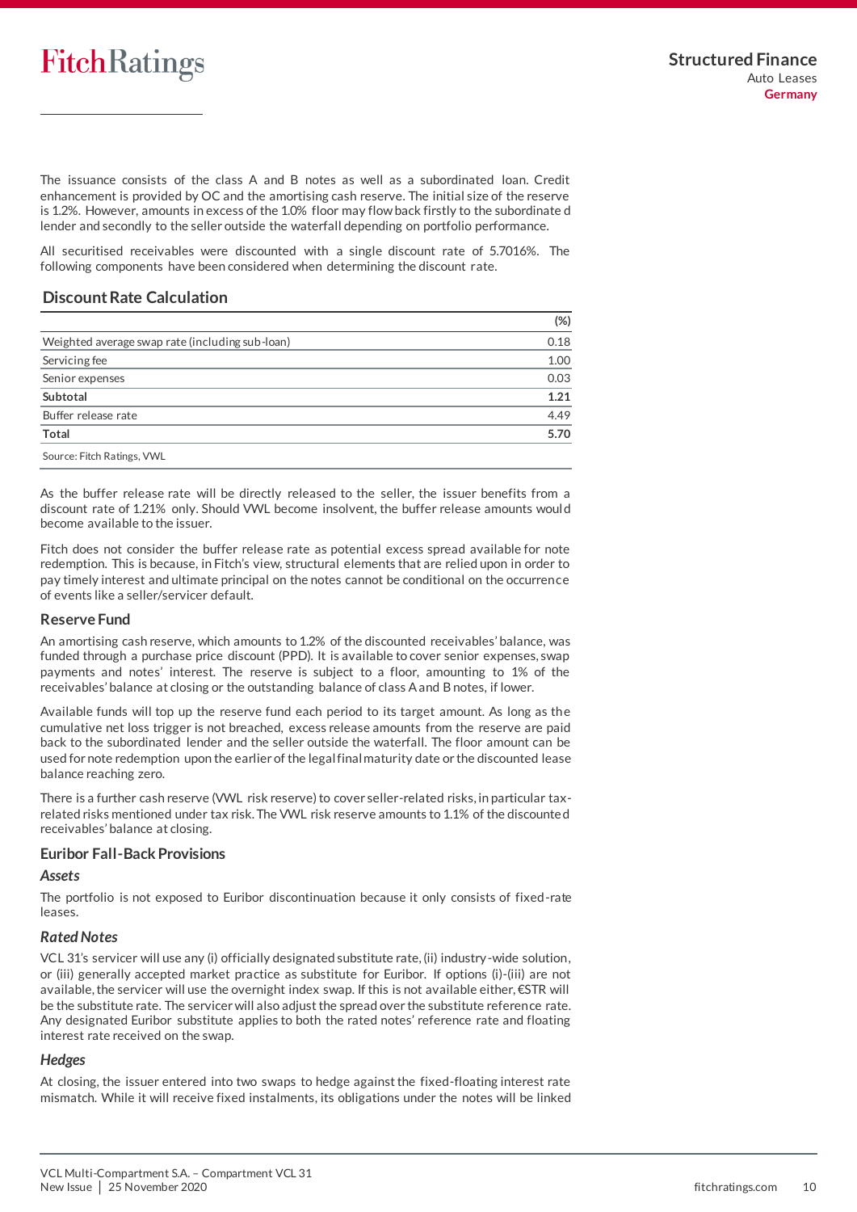The issuance consists of the class A and B notes as well as a subordinated loan. Credit enhancement is provided by OC and the amortising cash reserve. The initial size of the reserve is 1.2%. However, amounts in excess of the 1.0% floor may flow back firstly to the subordinated lender and secondly to the seller outside the waterfall depending on portfolio performance.

All securitised receivables were discounted with a single discount rate of 5.7016%. The following components have been considered when determining the discount rate.

## Discount Rate Calculation

| | (%) |
|---|---|
| Weighted average swap rate (including sub-loan) | 0.18 |
| Servicing fee | 1.00 |
| Senior expenses | 0.03 |
| **Subtotal** | **1.21** |
| Buffer release rate | 4.49 |
| **Total** | **5.70** |

Source: Fitch Ratings, VWL

As the buffer release rate will be directly released to the seller, the issuer benefits from a discount rate of 1.21% only. Should VWL become insolvent, the buffer release amounts would become available to the issuer.

Fitch does not consider the buffer release rate as potential excess spread available for note redemption. This is because, in Fitch's view, structural elements that are relied upon in order to pay timely interest and ultimate principal on the notes cannot be conditional on the occurrence of events like a seller/servicer default.

## Reserve Fund

An amortising cash reserve, which amounts to 1.2% of the discounted receivables' balance, was funded through a purchase price discount (PPD). It is available to cover senior expenses, swap payments and notes' interest. The reserve is subject to a floor, amounting to 1% of the receivables' balance at closing or the outstanding balance of class A and B notes, if lower.

Available funds will top up the reserve fund each period to its target amount. As long as the cumulative net loss trigger is not breached, excess release amounts from the reserve are paid back to the subordinated lender and the seller outside the waterfall. The floor amount can be used for note redemption upon the earlier of the legal final maturity date or the discounted lease balance reaching zero.

There is a further cash reserve (VWL risk reserve) to cover seller-related risks, in particular tax-related risks mentioned under tax risk. The VWL risk reserve amounts to 1.1% of the discounted receivables' balance at closing.

## Euribor Fall-Back Provisions

### *Assets*

The portfolio is not exposed to Euribor discontinuation because it only consists of fixed-rate leases.

### *Rated Notes*

VCL 31's servicer will use any (i) officially designated substitute rate, (ii) industry-wide solution, or (iii) generally accepted market practice as substitute for Euribor. If options (i)-(iii) are not available, the servicer will use the overnight index swap. If this is not available either, €STR will be the substitute rate. The servicer will also adjust the spread over the substitute reference rate. Any designated Euribor substitute applies to both the rated notes' reference rate and floating interest rate received on the swap.

### *Hedges*

At closing, the issuer entered into two swaps to hedge against the fixed-floating interest rate mismatch. While it will receive fixed instalments, its obligations under the notes will be linked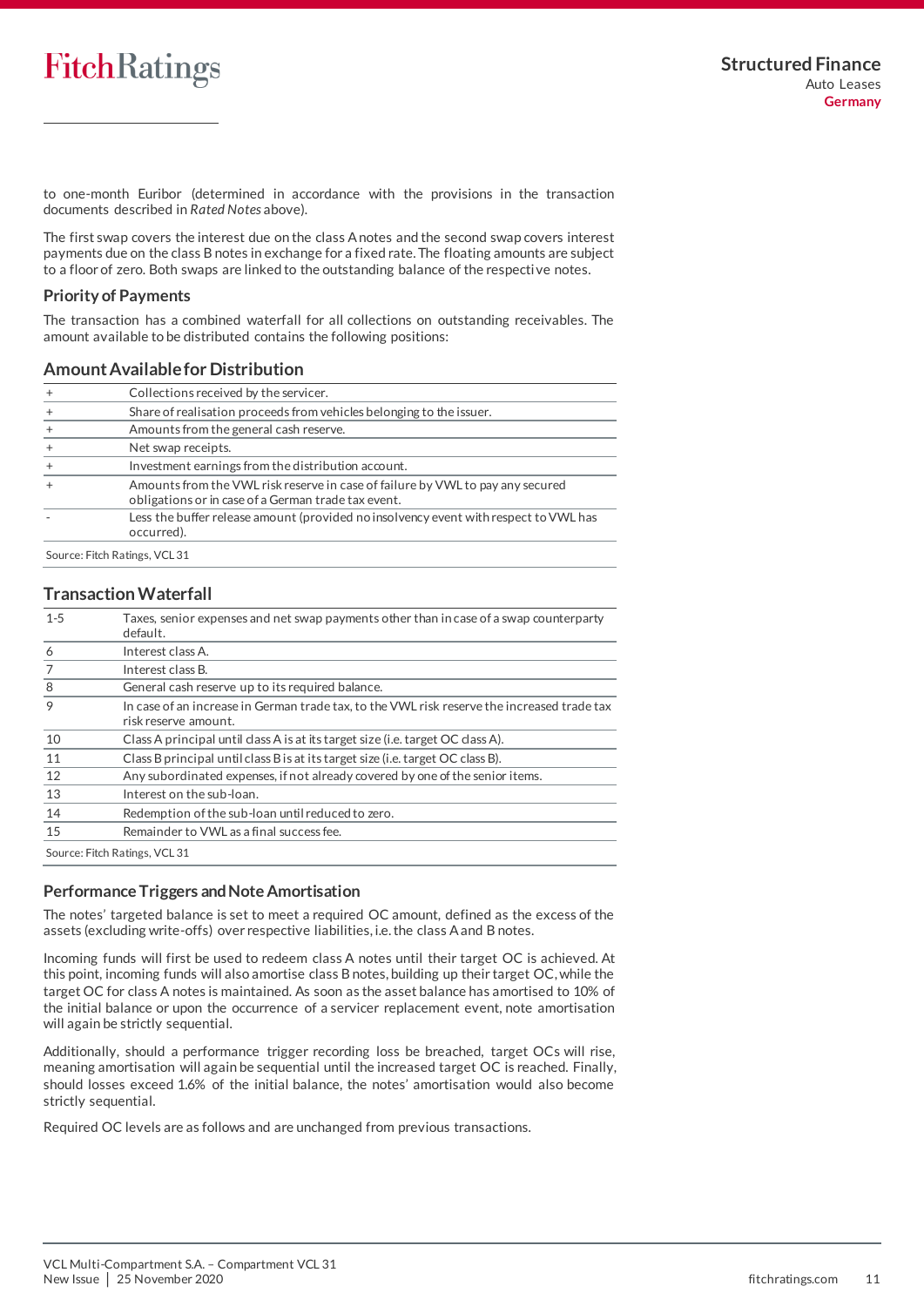to one-month Euribor (determined in accordance with the provisions in the transaction documents described in *Rated Notes* above).

The first swap covers the interest due on the class A notes and the second swap covers interest payments due on the class B notes in exchange for a fixed rate. The floating amounts are subject to a floor of zero. Both swaps are linked to the outstanding balance of the respective notes.

### Priority of Payments

The transaction has a combined waterfall for all collections on outstanding receivables. The amount available to be distributed contains the following positions:

### Amount Available for Distribution

| | |
|---|---|
| + | Collections received by the servicer. |
| + | Share of realisation proceeds from vehicles belonging to the issuer. |
| + | Amounts from the general cash reserve. |
| + | Net swap receipts. |
| + | Investment earnings from the distribution account. |
| + | Amounts from the VWL risk reserve in case of failure by VWL to pay any secured obligations or in case of a German trade tax event. |
| - | Less the buffer release amount (provided no insolvency event with respect to VWL has occurred). |

Source: Fitch Ratings, VCL 31

### Transaction Waterfall

| | |
|---|---|
| 1-5 | Taxes, senior expenses and net swap payments other than in case of a swap counterparty default. |
| 6 | Interest class A. |
| 7 | Interest class B. |
| 8 | General cash reserve up to its required balance. |
| 9 | In case of an increase in German trade tax, to the VWL risk reserve the increased trade tax risk reserve amount. |
| 10 | Class A principal until class A is at its target size (i.e. target OC class A). |
| 11 | Class B principal until class B is at its target size (i.e. target OC class B). |
| 12 | Any subordinated expenses, if not already covered by one of the senior items. |
| 13 | Interest on the sub-loan. |
| 14 | Redemption of the sub-loan until reduced to zero. |
| 15 | Remainder to VWL as a final success fee. |

Source: Fitch Ratings, VCL 31

### Performance Triggers and Note Amortisation

The notes' targeted balance is set to meet a required OC amount, defined as the excess of the assets (excluding write-offs) over respective liabilities, i.e. the class A and B notes.

Incoming funds will first be used to redeem class A notes until their target OC is achieved. At this point, incoming funds will also amortise class B notes, building up their target OC, while the target OC for class A notes is maintained. As soon as the asset balance has amortised to 10% of the initial balance or upon the occurrence of a servicer replacement event, note amortisation will again be strictly sequential.

Additionally, should a performance trigger recording loss be breached, target OCs will rise, meaning amortisation will again be sequential until the increased target OC is reached. Finally, should losses exceed 1.6% of the initial balance, the notes' amortisation would also become strictly sequential.

Required OC levels are as follows and are unchanged from previous transactions.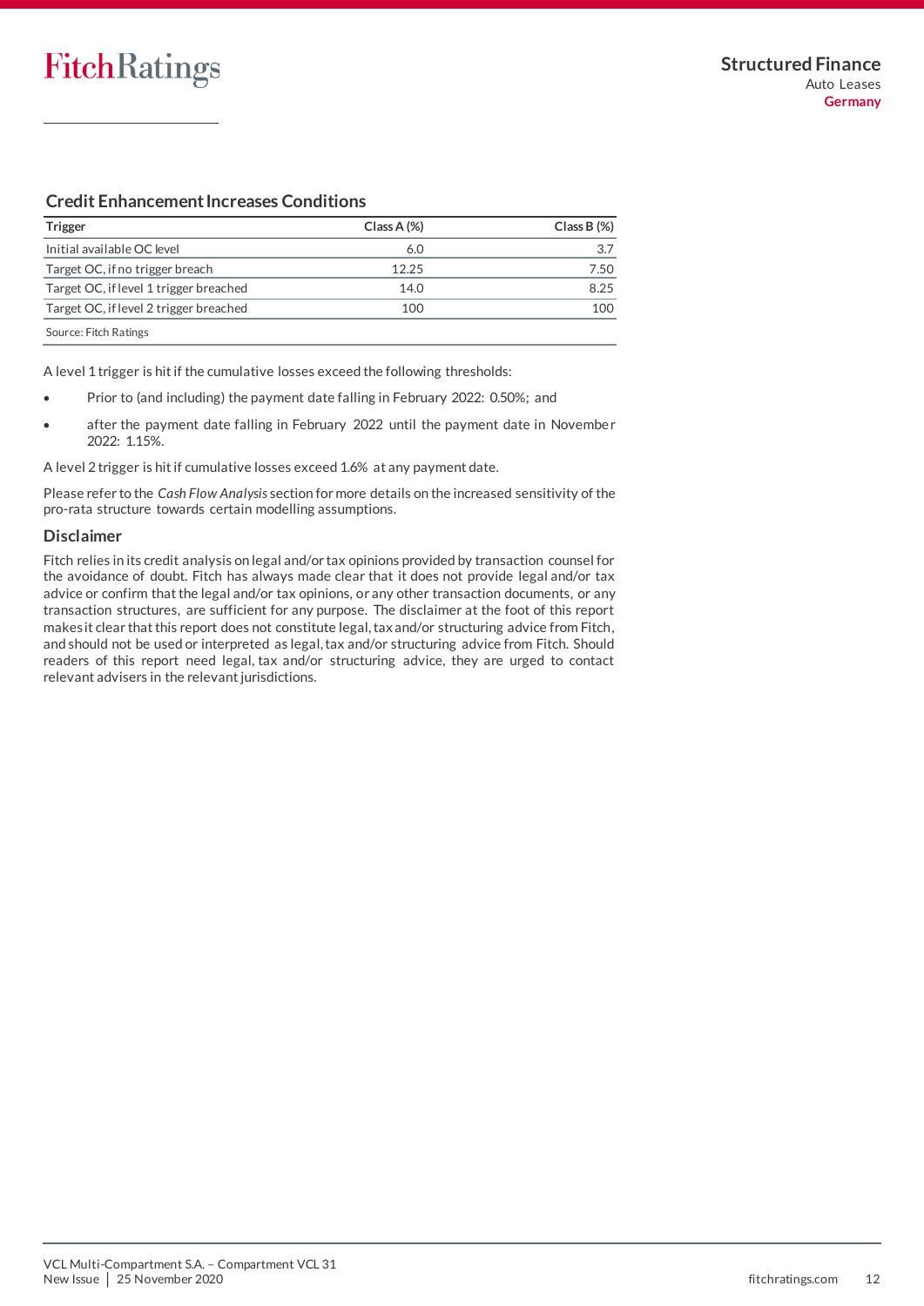## Credit Enhancement Increases Conditions

| Trigger | Class A (%) | Class B (%) |
|---|---|---|
| Initial available OC level | 6.0 | 3.7 |
| Target OC, if no trigger breach | 12.25 | 7.50 |
| Target OC, if level 1 trigger breached | 14.0 | 8.25 |
| Target OC, if level 2 trigger breached | 100 | 100 |

Source: Fitch Ratings

A level 1 trigger is hit if the cumulative losses exceed the following thresholds:

- Prior to (and including) the payment date falling in February 2022: 0.50%; and
- after the payment date falling in February 2022 until the payment date in November 2022: 1.15%.

A level 2 trigger is hit if cumulative losses exceed 1.6% at any payment date.

Please refer to the *Cash Flow Analysis* section for more details on the increased sensitivity of the pro-rata structure towards certain modelling assumptions.

## Disclaimer

Fitch relies in its credit analysis on legal and/or tax opinions provided by transaction counsel for the avoidance of doubt. Fitch has always made clear that it does not provide legal and/or tax advice or confirm that the legal and/or tax opinions, or any other transaction documents, or any transaction structures, are sufficient for any purpose. The disclaimer at the foot of this report makes it clear that this report does not constitute legal, tax and/or structuring advice from Fitch, and should not be used or interpreted as legal, tax and/or structuring advice from Fitch. Should readers of this report need legal, tax and/or structuring advice, they are urged to contact relevant advisers in the relevant jurisdictions.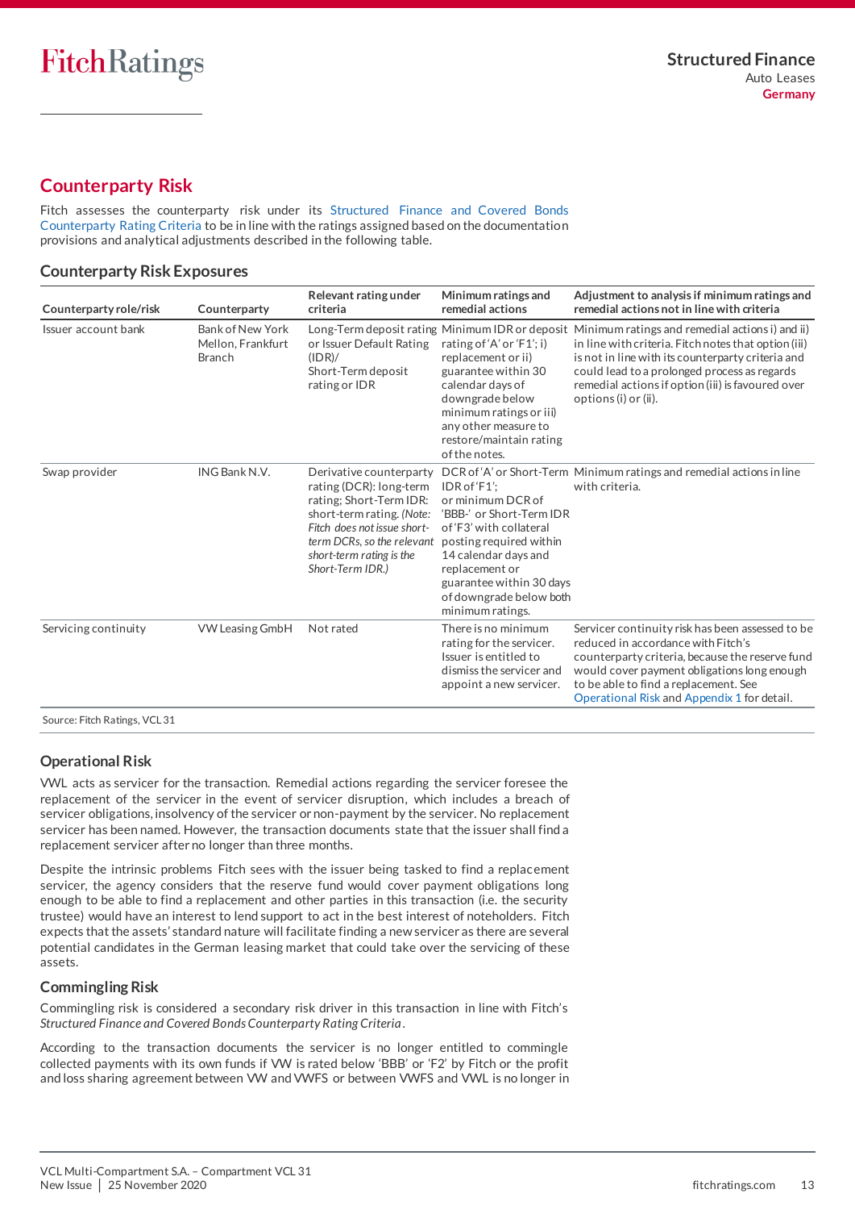## Counterparty Risk

Fitch assesses the counterparty risk under its Structured Finance and Covered Bonds Counterparty Rating Criteria to be in line with the ratings assigned based on the documentation provisions and analytical adjustments described in the following table.

### Counterparty Risk Exposures

| Counterparty role/risk | Counterparty | Relevant rating under criteria | Minimum ratings and remedial actions | Adjustment to analysis if minimum ratings and remedial actions not in line with criteria |
|---|---|---|---|---|
| Issuer account bank | Bank of New York Mellon, Frankfurt Branch | Long-Term deposit rating or Issuer Default Rating (IDR)/ Short-Term deposit rating or IDR | Minimum IDR or deposit rating of 'A' or 'F1'; i) replacement or ii) guarantee within 30 calendar days of downgrade below minimum ratings or iii) any other measure to restore/maintain rating of the notes. | Minimum ratings and remedial actions i) and ii) in line with criteria. Fitch notes that option (iii) is not in line with its counterparty criteria and could lead to a prolonged process as regards remedial actions if option (iii) is favoured over options (i) or (ii). |
| Swap provider | ING Bank N.V. | Derivative counterparty rating (DCR): long-term rating; Short-Term IDR: short-term rating. *(Note: Fitch does not issue short-term DCRs, so the relevant short-term rating is the Short-Term IDR.)* | DCR of 'A' or Short-Term IDR of 'F1'; or minimum DCR of 'BBB-' or Short-Term IDR of 'F3' with collateral posting required within 14 calendar days and replacement or guarantee within 30 days of downgrade below both minimum ratings. | Minimum ratings and remedial actions in line with criteria. |
| Servicing continuity | VW Leasing GmbH | Not rated | There is no minimum rating for the servicer. Issuer is entitled to dismiss the servicer and appoint a new servicer. | Servicer continuity risk has been assessed to be reduced in accordance with Fitch's counterparty criteria, because the reserve fund would cover payment obligations long enough to be able to find a replacement. See Operational Risk and Appendix 1 for detail. |

Source: Fitch Ratings, VCL 31

### Operational Risk

VWL acts as servicer for the transaction. Remedial actions regarding the servicer foresee the replacement of the servicer in the event of servicer disruption, which includes a breach of servicer obligations, insolvency of the servicer or non-payment by the servicer. No replacement servicer has been named. However, the transaction documents state that the issuer shall find a replacement servicer after no longer than three months.

Despite the intrinsic problems Fitch sees with the issuer being tasked to find a replacement servicer, the agency considers that the reserve fund would cover payment obligations long enough to be able to find a replacement and other parties in this transaction (i.e. the security trustee) would have an interest to lend support to act in the best interest of noteholders. Fitch expects that the assets' standard nature will facilitate finding a new servicer as there are several potential candidates in the German leasing market that could take over the servicing of these assets.

### Commingling Risk

Commingling risk is considered a secondary risk driver in this transaction in line with Fitch's *Structured Finance and Covered Bonds Counterparty Rating Criteria*.

According to the transaction documents the servicer is no longer entitled to commingle collected payments with its own funds if VW is rated below 'BBB' or 'F2' by Fitch or the profit and loss sharing agreement between VW and VWFS or between VWFS and VWL is no longer in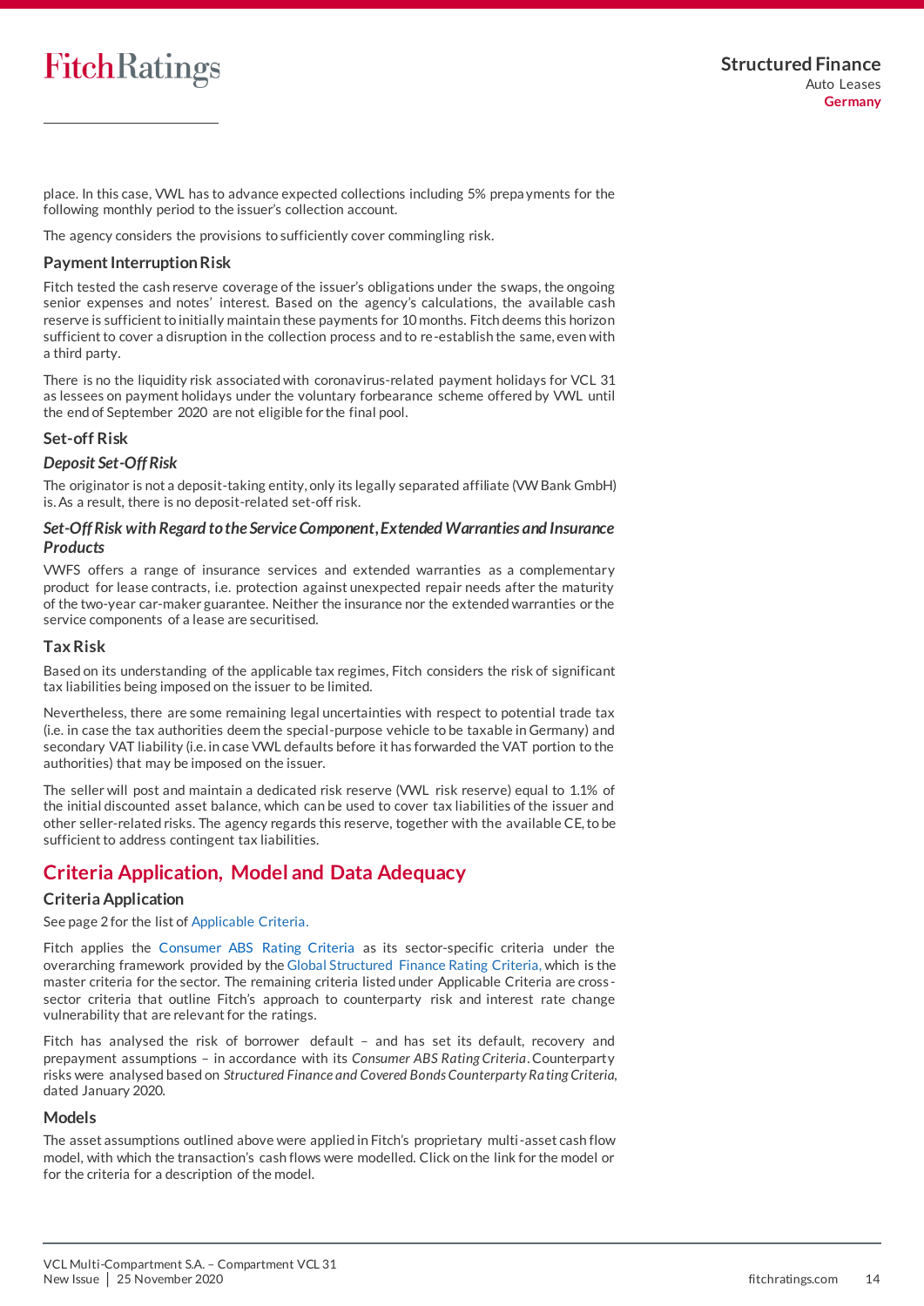place. In this case, VWL has to advance expected collections including 5% prepayments for the following monthly period to the issuer's collection account.

The agency considers the provisions to sufficiently cover commingling risk.

### Payment Interruption Risk

Fitch tested the cash reserve coverage of the issuer's obligations under the swaps, the ongoing senior expenses and notes' interest. Based on the agency's calculations, the available cash reserve is sufficient to initially maintain these payments for 10 months. Fitch deems this horizon sufficient to cover a disruption in the collection process and to re-establish the same, even with a third party.

There is no the liquidity risk associated with coronavirus-related payment holidays for VCL 31 as lessees on payment holidays under the voluntary forbearance scheme offered by VWL until the end of September 2020 are not eligible for the final pool.

### Set-off Risk

#### *Deposit Set-Off Risk*

The originator is not a deposit-taking entity, only its legally separated affiliate (VW Bank GmbH) is. As a result, there is no deposit-related set-off risk.

#### *Set-Off Risk with Regard to the Service Component, Extended Warranties and Insurance Products*

VWFS offers a range of insurance services and extended warranties as a complementary product for lease contracts, i.e. protection against unexpected repair needs after the maturity of the two-year car-maker guarantee. Neither the insurance nor the extended warranties or the service components of a lease are securitised.

### Tax Risk

Based on its understanding of the applicable tax regimes, Fitch considers the risk of significant tax liabilities being imposed on the issuer to be limited.

Nevertheless, there are some remaining legal uncertainties with respect to potential trade tax (i.e. in case the tax authorities deem the special-purpose vehicle to be taxable in Germany) and secondary VAT liability (i.e. in case VWL defaults before it has forwarded the VAT portion to the authorities) that may be imposed on the issuer.

The seller will post and maintain a dedicated risk reserve (VWL risk reserve) equal to 1.1% of the initial discounted asset balance, which can be used to cover tax liabilities of the issuer and other seller-related risks. The agency regards this reserve, together with the available CE, to be sufficient to address contingent tax liabilities.

## Criteria Application, Model and Data Adequacy

### Criteria Application

See page 2 for the list of Applicable Criteria.

Fitch applies the Consumer ABS Rating Criteria as its sector-specific criteria under the overarching framework provided by the Global Structured Finance Rating Criteria, which is the master criteria for the sector. The remaining criteria listed under Applicable Criteria are cross-sector criteria that outline Fitch's approach to counterparty risk and interest rate change vulnerability that are relevant for the ratings.

Fitch has analysed the risk of borrower default – and has set its default, recovery and prepayment assumptions – in accordance with its *Consumer ABS Rating Criteria*. Counterparty risks were analysed based on *Structured Finance and Covered Bonds Counterparty Rating Criteria*, dated January 2020.

### Models

The asset assumptions outlined above were applied in Fitch's proprietary multi-asset cash flow model, with which the transaction's cash flows were modelled. Click on the link for the model or for the criteria for a description of the model.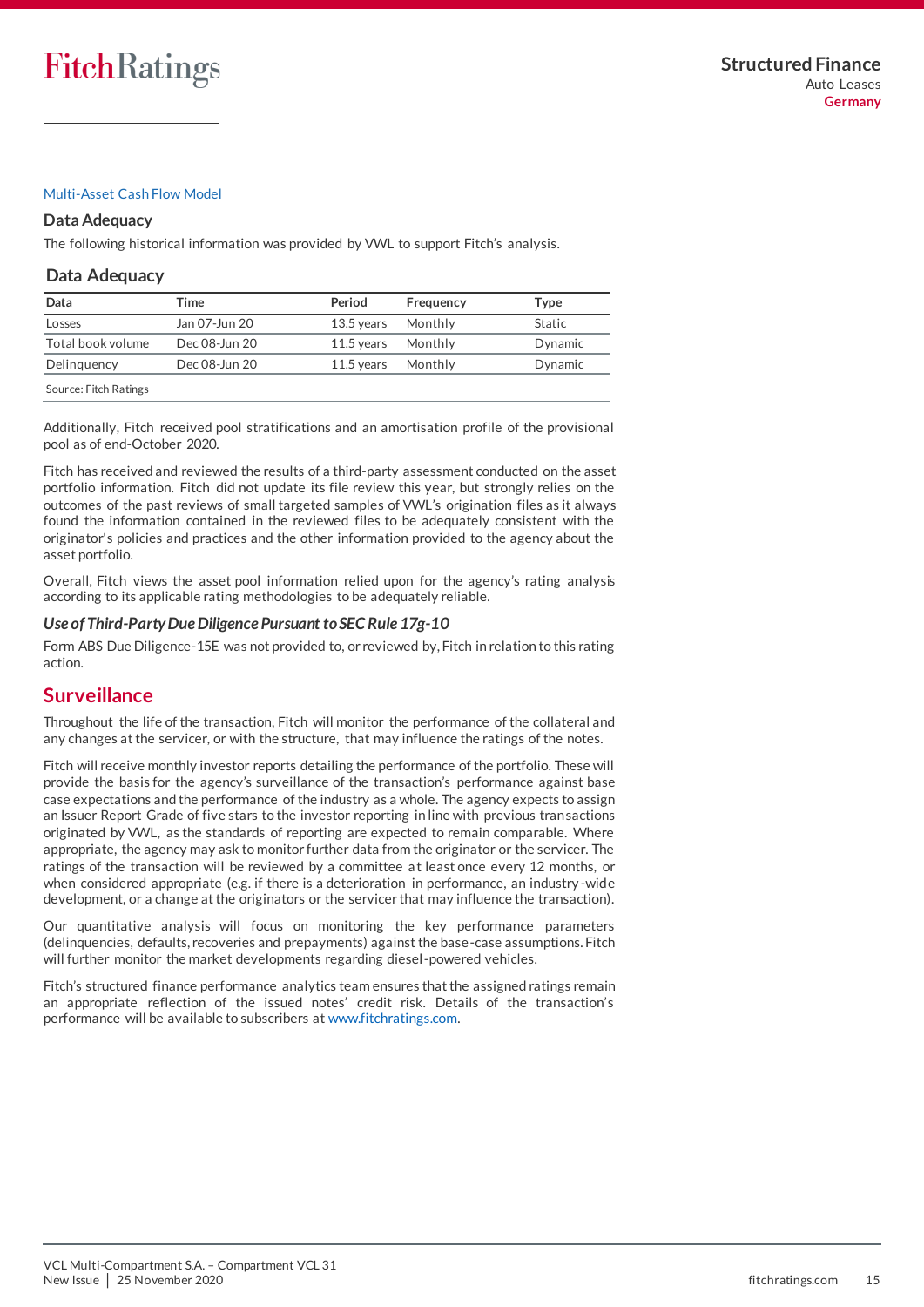Multi-Asset Cash Flow Model

### Data Adequacy

The following historical information was provided by VWL to support Fitch's analysis.

**Data Adequacy**

| Data | Time | Period | Frequency | Type |
|---|---|---|---|---|
| Losses | Jan 07-Jun 20 | 13.5 years | Monthly | Static |
| Total book volume | Dec 08-Jun 20 | 11.5 years | Monthly | Dynamic |
| Delinquency | Dec 08-Jun 20 | 11.5 years | Monthly | Dynamic |

Source: Fitch Ratings

Additionally, Fitch received pool stratifications and an amortisation profile of the provisional pool as of end-October 2020.

Fitch has received and reviewed the results of a third-party assessment conducted on the asset portfolio information. Fitch did not update its file review this year, but strongly relies on the outcomes of the past reviews of small targeted samples of VWL's origination files as it always found the information contained in the reviewed files to be adequately consistent with the originator's policies and practices and the other information provided to the agency about the asset portfolio.

Overall, Fitch views the asset pool information relied upon for the agency's rating analysis according to its applicable rating methodologies to be adequately reliable.

### *Use of Third-Party Due Diligence Pursuant to SEC Rule 17g-10*

Form ABS Due Diligence-15E was not provided to, or reviewed by, Fitch in relation to this rating action.

## Surveillance

Throughout the life of the transaction, Fitch will monitor the performance of the collateral and any changes at the servicer, or with the structure, that may influence the ratings of the notes.

Fitch will receive monthly investor reports detailing the performance of the portfolio. These will provide the basis for the agency's surveillance of the transaction's performance against base case expectations and the performance of the industry as a whole. The agency expects to assign an Issuer Report Grade of five stars to the investor reporting in line with previous transactions originated by VWL, as the standards of reporting are expected to remain comparable. Where appropriate, the agency may ask to monitor further data from the originator or the servicer. The ratings of the transaction will be reviewed by a committee at least once every 12 months, or when considered appropriate (e.g. if there is a deterioration in performance, an industry-wide development, or a change at the originators or the servicer that may influence the transaction).

Our quantitative analysis will focus on monitoring the key performance parameters (delinquencies, defaults, recoveries and prepayments) against the base-case assumptions. Fitch will further monitor the market developments regarding diesel-powered vehicles.

Fitch's structured finance performance analytics team ensures that the assigned ratings remain an appropriate reflection of the issued notes' credit risk. Details of the transaction's performance will be available to subscribers at www.fitchratings.com.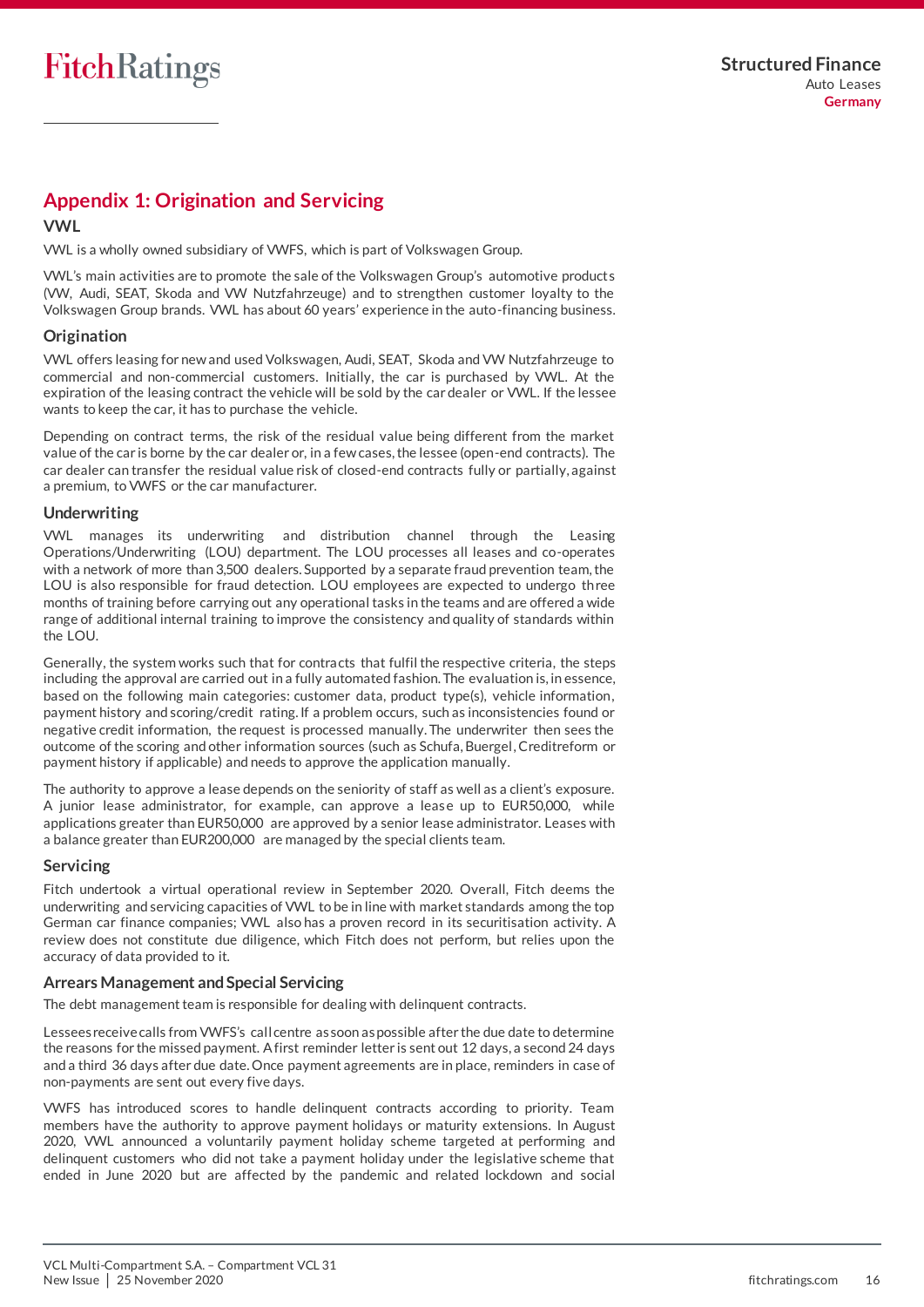## Appendix 1: Origination and Servicing

### VWL

VWL is a wholly owned subsidiary of VWFS, which is part of Volkswagen Group.

VWL's main activities are to promote the sale of the Volkswagen Group's automotive products (VW, Audi, SEAT, Skoda and VW Nutzfahrzeuge) and to strengthen customer loyalty to the Volkswagen Group brands. VWL has about 60 years' experience in the auto-financing business.

### Origination

VWL offers leasing for new and used Volkswagen, Audi, SEAT, Skoda and VW Nutzfahrzeuge to commercial and non-commercial customers. Initially, the car is purchased by VWL. At the expiration of the leasing contract the vehicle will be sold by the car dealer or VWL. If the lessee wants to keep the car, it has to purchase the vehicle.

Depending on contract terms, the risk of the residual value being different from the market value of the car is borne by the car dealer or, in a few cases, the lessee (open-end contracts). The car dealer can transfer the residual value risk of closed-end contracts fully or partially, against a premium, to VWFS or the car manufacturer.

### Underwriting

VWL manages its underwriting and distribution channel through the Leasing Operations/Underwriting (LOU) department. The LOU processes all leases and co-operates with a network of more than 3,500 dealers. Supported by a separate fraud prevention team, the LOU is also responsible for fraud detection. LOU employees are expected to undergo three months of training before carrying out any operational tasks in the teams and are offered a wide range of additional internal training to improve the consistency and quality of standards within the LOU.

Generally, the system works such that for contracts that fulfil the respective criteria, the steps including the approval are carried out in a fully automated fashion. The evaluation is, in essence, based on the following main categories: customer data, product type(s), vehicle information, payment history and scoring/credit rating. If a problem occurs, such as inconsistencies found or negative credit information, the request is processed manually. The underwriter then sees the outcome of the scoring and other information sources (such as Schufa, Buergel, Creditreform or payment history if applicable) and needs to approve the application manually.

The authority to approve a lease depends on the seniority of staff as well as a client's exposure. A junior lease administrator, for example, can approve a lease up to EUR50,000, while applications greater than EUR50,000 are approved by a senior lease administrator. Leases with a balance greater than EUR200,000 are managed by the special clients team.

### Servicing

Fitch undertook a virtual operational review in September 2020. Overall, Fitch deems the underwriting and servicing capacities of VWL to be in line with market standards among the top German car finance companies; VWL also has a proven record in its securitisation activity. A review does not constitute due diligence, which Fitch does not perform, but relies upon the accuracy of data provided to it.

### Arrears Management and Special Servicing

The debt management team is responsible for dealing with delinquent contracts.

Lessees receive calls from VWFS's call centre as soon as possible after the due date to determine the reasons for the missed payment. A first reminder letter is sent out 12 days, a second 24 days and a third 36 days after due date. Once payment agreements are in place, reminders in case of non-payments are sent out every five days.

VWFS has introduced scores to handle delinquent contracts according to priority. Team members have the authority to approve payment holidays or maturity extensions. In August 2020, VWL announced a voluntarily payment holiday scheme targeted at performing and delinquent customers who did not take a payment holiday under the legislative scheme that ended in June 2020 but are affected by the pandemic and related lockdown and social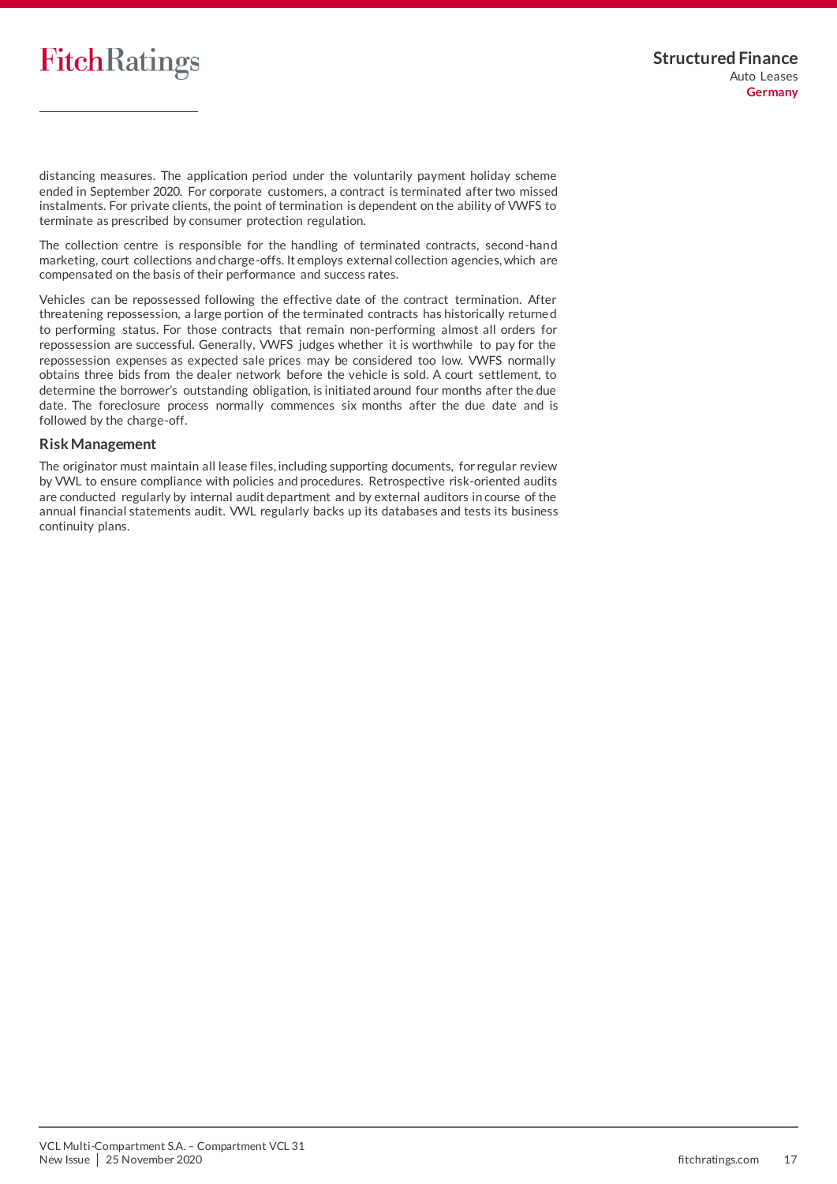distancing measures. The application period under the voluntarily payment holiday scheme ended in September 2020. For corporate customers, a contract is terminated after two missed instalments. For private clients, the point of termination is dependent on the ability of VWFS to terminate as prescribed by consumer protection regulation.

The collection centre is responsible for the handling of terminated contracts, second-hand marketing, court collections and charge-offs. It employs external collection agencies, which are compensated on the basis of their performance and success rates.

Vehicles can be repossessed following the effective date of the contract termination. After threatening repossession, a large portion of the terminated contracts has historically returned to performing status. For those contracts that remain non-performing almost all orders for repossession are successful. Generally, VWFS judges whether it is worthwhile to pay for the repossession expenses as expected sale prices may be considered too low. VWFS normally obtains three bids from the dealer network before the vehicle is sold. A court settlement, to determine the borrower's outstanding obligation, is initiated around four months after the due date. The foreclosure process normally commences six months after the due date and is followed by the charge-off.

### Risk Management

The originator must maintain all lease files, including supporting documents, for regular review by VWL to ensure compliance with policies and procedures. Retrospective risk-oriented audits are conducted regularly by internal audit department and by external auditors in course of the annual financial statements audit. VWL regularly backs up its databases and tests its business continuity plans.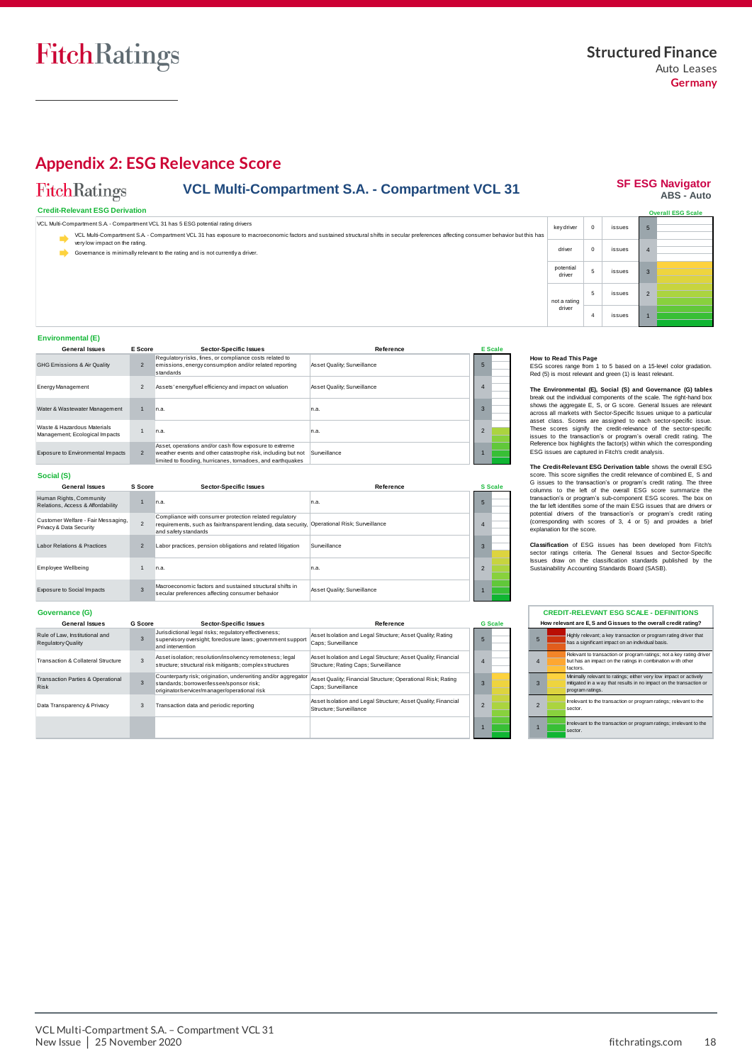# Appendix 2: ESG Relevance Score

**VCL Multi-Compartment S.A. - Compartment VCL 31**

**SF ESG Navigator**
**ABS - Auto**

### Credit-Relevant ESG Derivation

VCL Multi-Compartment S.A. - Compartment VCL 31 has 5 ESG potential rating drivers

- VCL Multi-Compartment S.A. - Compartment VCL 31 has exposure to macroeconomic factors and sustained structural shifts in secular preferences affecting consumer behavior but this has very low impact on the rating.
- Governance is minimally relevant to the rating and is not currently a driver.

| | | | Overall ESG Scale |
|---|---|---|---|
| key driver | 0 | issues | 5 |
| driver | 0 | issues | 4 |
| potential driver | 5 | issues | 3 |
| not a rating driver | 5 | issues | 2 |
| | 4 | issues | 1 |

### Environmental (E)

| General Issues | E Score | Sector-Specific Issues | Reference | E Scale |
|---|---|---|---|---|
| GHG Emissions & Air Quality | 2 | Regulatory risks, fines, or compliance costs related to emissions, energy consumption and/or related reporting standards | Asset Quality; Surveillance | 5 |
| Energy Management | 2 | Assets' energy/fuel efficiency and impact on valuation | Asset Quality; Surveillance | 4 |
| Water & Wastewater Management | 1 | n.a. | n.a. | 3 |
| Waste & Hazardous Materials Management; Ecological Impacts | 1 | n.a. | n.a. | 2 |
| Exposure to Environmental Impacts | 2 | Asset, operations and/or cash flow exposure to extreme weather events and other catastrophe risk, including but not limited to flooding, hurricanes, tornadoes, and earthquakes | Surveillance | 1 |

### Social (S)

| General Issues | S Score | Sector-Specific Issues | Reference | S Scale |
|---|---|---|---|---|
| Human Rights, Community Relations, Access & Affordability | 1 | n.a. | n.a. | 5 |
| Customer Welfare - Fair Messaging, Privacy & Data Security | 2 | Compliance with consumer protection related regulatory requirements, such as fair/transparent lending, data security, and safety standards | Operational Risk; Surveillance | 4 |
| Labor Relations & Practices | 2 | Labor practices, pension obligations and related litigation | Surveillance | 3 |
| Employee Wellbeing | 1 | n.a. | n.a. | 2 |
| Exposure to Social Impacts | 3 | Macroeconomic factors and sustained structural shifts in secular preferences affecting consumer behavior | Asset Quality; Surveillance | 1 |

### Governance (G)

| General Issues | G Score | Sector-Specific Issues | Reference | G Scale |
|---|---|---|---|---|
| Rule of Law, Institutional and Regulatory Quality | 3 | Jurisdictional legal risks; regulatory effectiveness; supervisory oversight; foreclosure laws; government support and intervention | Asset Isolation and Legal Structure; Asset Quality; Rating Caps; Surveillance | 5 |
| Transaction & Collateral Structure | 3 | Asset isolation; resolution/insolvency remoteness; legal structure; structural risk mitigants; complex structures | Asset Isolation and Legal Structure; Asset Quality; Financial Structure; Rating Caps; Surveillance | 4 |
| Transaction Parties & Operational Risk | 3 | Counterparty risk; origination, underwriting and/or aggregator standards; borrower/lessee/sponsor risk; originator/servicer/manager/operational risk | Asset Quality; Financial Structure; Operational Risk; Rating Caps; Surveillance | 3 |
| Data Transparency & Privacy | 3 | Transaction data and periodic reporting | Asset Isolation and Legal Structure; Asset Quality; Financial Structure; Surveillance | 2 |
| | | | | 1 |

**How to Read This Page**
ESG scores range from 1 to 5 based on a 15-level color gradation. Red (5) is most relevant and green (1) is least relevant.

**The Environmental (E), Social (S) and Governance (G) tables** break out the individual components of the scale. The right-hand box shows the aggregate E, S, or G score. General Issues are relevant across all markets with Sector-Specific Issues unique to a particular asset class. Scores are assigned to each sector-specific issue. These scores signify the credit-relevance of the sector-specific issues to the transaction's or program's overall credit rating. The Reference box highlights the factor(s) within which the corresponding ESG issues are captured in Fitch's credit analysis.

**The Credit-Relevant ESG Derivation table** shows the overall ESG score. This score signifies the credit relevance of combined E, S and G issues to the transaction's or program's credit rating. The three columns to the left of the overall ESG score summarize the transaction's or program's sub-component ESG scores. The box on the far left identifies some of the main ESG issues that are drivers or potential drivers of the transaction's or program's credit rating (corresponding with scores of 3, 4 or 5) and provides a brief explanation for the score.

**Classification** of ESG issues has been developed from Fitch's sector ratings criteria. The General Issues and Sector-Specific Issues draw on the classification standards published by the Sustainability Accounting Standards Board (SASB).

**CREDIT-RELEVANT ESG SCALE - DEFINITIONS**

| How relevant are E, S and G issues to the overall credit rating? | |
|---|---|
| 5 | Highly relevant; a key transaction or program rating driver that has a significant impact on an individual basis. |
| 4 | Relevant to transaction or program ratings; not a key rating driver but has an impact on the ratings in combination with other factors. |
| 3 | Minimally relevant to ratings; either very low impact or actively mitigated in a way that results in no impact on the transaction or program ratings. |
| 2 | Irrelevant to the transaction or program ratings; relevant to the sector. |
| 1 | Irrelevant to the transaction or program ratings; irrelevant to the sector. |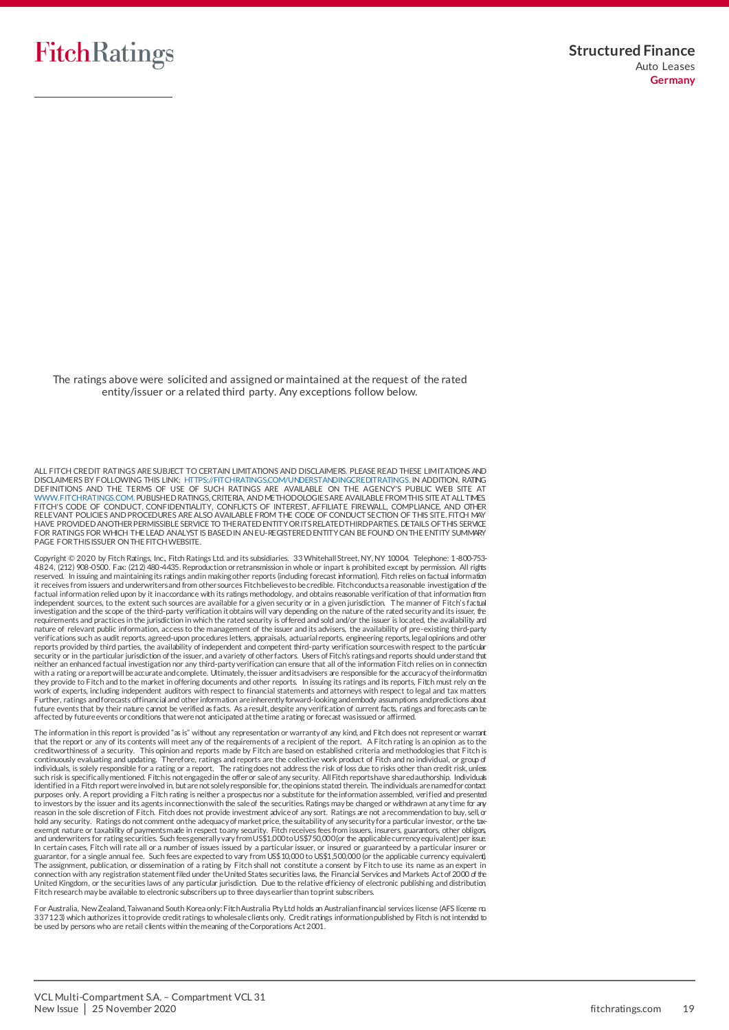The ratings above were solicited and assigned or maintained at the request of the rated entity/issuer or a related third party. Any exceptions follow below.

ALL FITCH CREDIT RATINGS ARE SUBJECT TO CERTAIN LIMITATIONS AND DISCLAIMERS. PLEASE READ THESE LIMITATIONS AND DISCLAIMERS BY FOLLOWING THIS LINK: HTTPS://FITCHRATINGS.COM/UNDERSTANDINGCREDITRATINGS. IN ADDITION, RATING DEFINITIONS AND THE TERMS OF USE OF SUCH RATINGS ARE AVAILABLE ON THE AGENCY'S PUBLIC WEB SITE AT WWW.FITCHRATINGS.COM. PUBLISHED RATINGS, CRITERIA, AND METHODOLOGIES ARE AVAILABLE FROM THIS SITE AT ALL TIMES. FITCH'S CODE OF CONDUCT, CONFIDENTIALITY, CONFLICTS OF INTEREST, AFFILIATE FIREWALL, COMPLIANCE, AND OTHER RELEVANT POLICIES AND PROCEDURES ARE ALSO AVAILABLE FROM THE CODE OF CONDUCT SECTION OF THIS SITE. FITCH MAY HAVE PROVIDED ANOTHER PERMISSIBLE SERVICE TO THE RATED ENTITY OR ITS RELATED THIRD PARTIES. DETAILS OF THIS SERVICE FOR RATINGS FOR WHICH THE LEAD ANALYST IS BASED IN AN EU-REGISTERED ENTITY CAN BE FOUND ON THE ENTITY SUMMARY PAGE FOR THIS ISSUER ON THE FITCH WEBSITE.

Copyright © 2020 by Fitch Ratings, Inc., Fitch Ratings Ltd. and its subsidiaries. 33 Whitehall Street, NY, NY 10004. Telephone: 1-800-753-4824, (212) 908-0500. Fax: (212) 480-4435. Reproduction or retransmission in whole or in part is prohibited except by permission. All rights reserved. In issuing and maintaining its ratings and in making other reports (including forecast information), Fitch relies on factual information it receives from issuers and underwriters and from other sources Fitch believes to be credible. Fitch conducts a reasonable investigation of the factual information relied upon by it in accordance with its ratings methodology, and obtains reasonable verification of that information from independent sources, to the extent such sources are available for a given security or in a given jurisdiction. The manner of Fitch's factual investigation and the scope of the third-party verification it obtains will vary depending on the nature of the rated security and its issuer, the requirements and practices in the jurisdiction in which the rated security is offered and sold and/or the issuer is located, the availability and nature of relevant public information, access to the management of the issuer and its advisers, the availability of pre-existing third-party verifications such as audit reports, agreed-upon procedures letters, appraisals, actuarial reports, engineering reports, legal opinions and other reports provided by third parties, the availability of independent and competent third-party verification sources with respect to the particular security or in the particular jurisdiction of the issuer, and a variety of other factors. Users of Fitch's ratings and reports should understand that neither an enhanced factual investigation nor any third-party verification can ensure that all of the information Fitch relies on in connection with a rating or a report will be accurate and complete. Ultimately, the issuer and its advisers are responsible for the accuracy of the information they provide to Fitch and to the market in offering documents and other reports. In issuing its ratings and its reports, Fitch must rely on the work of experts, including independent auditors with respect to financial statements and attorneys with respect to legal and tax matters. Further, ratings and forecasts of financial and other information are inherently forward-looking and embody assumptions and predictions about future events that by their nature cannot be verified as facts. As a result, despite any verification of current facts, ratings and forecasts can be affected by future events or conditions that were not anticipated at the time a rating or forecast was issued or affirmed.

The information in this report is provided "as is" without any representation or warranty of any kind, and Fitch does not represent or warrant that the report or any of its contents will meet any of the requirements of a recipient of the report. A Fitch rating is an opinion as to the creditworthiness of a security. This opinion and reports made by Fitch are based on established criteria and methodologies that Fitch is continuously evaluating and updating. Therefore, ratings and reports are the collective work product of Fitch and no individual, or group of individuals, is solely responsible for a rating or a report. The rating does not address the risk of loss due to risks other than credit risk, unless such risk is specifically mentioned. Fitch is not engaged in the offer or sale of any security. All Fitch reports have shared authorship. Individuals identified in a Fitch report were involved in, but are not solely responsible for, the opinions stated therein. The individuals are named for contact purposes only. A report providing a Fitch rating is neither a prospectus nor a substitute for the information assembled, verified and presented to investors by the issuer and its agents in connection with the sale of the securities. Ratings may be changed or withdrawn at any time for any reason in the sole discretion of Fitch. Fitch does not provide investment advice of any sort. Ratings are not a recommendation to buy, sell, or hold any security. Ratings do not comment on the adequacy of market price, the suitability of any security for a particular investor, or the tax-exempt nature or taxability of payments made in respect to any security. Fitch receives fees from issuers, insurers, guarantors, other obligors, and underwriters for rating securities. Such fees generally vary from US$1,000 to US$750,000 (or the applicable currency equivalent) per issue. In certain cases, Fitch will rate all or a number of issues issued by a particular issuer, or insured or guaranteed by a particular insurer or guarantor, for a single annual fee. Such fees are expected to vary from US$10,000 to US$1,500,000 (or the applicable currency equivalent). The assignment, publication, or dissemination of a rating by Fitch shall not constitute a consent by Fitch to use its name as an expert in connection with any registration statement filed under the United States securities laws, the Financial Services and Markets Act of 2000 of the United Kingdom, or the securities laws of any particular jurisdiction. Due to the relative efficiency of electronic publishing and distribution, Fitch research may be available to electronic subscribers up to three days earlier than to print subscribers.

For Australia, New Zealand, Taiwan and South Korea only: Fitch Australia Pty Ltd holds an Australian financial services license (AFS license no. 337123) which authorizes it to provide credit ratings to wholesale clients only. Credit ratings information published by Fitch is not intended to be used by persons who are retail clients within the meaning of the Corporations Act 2001.